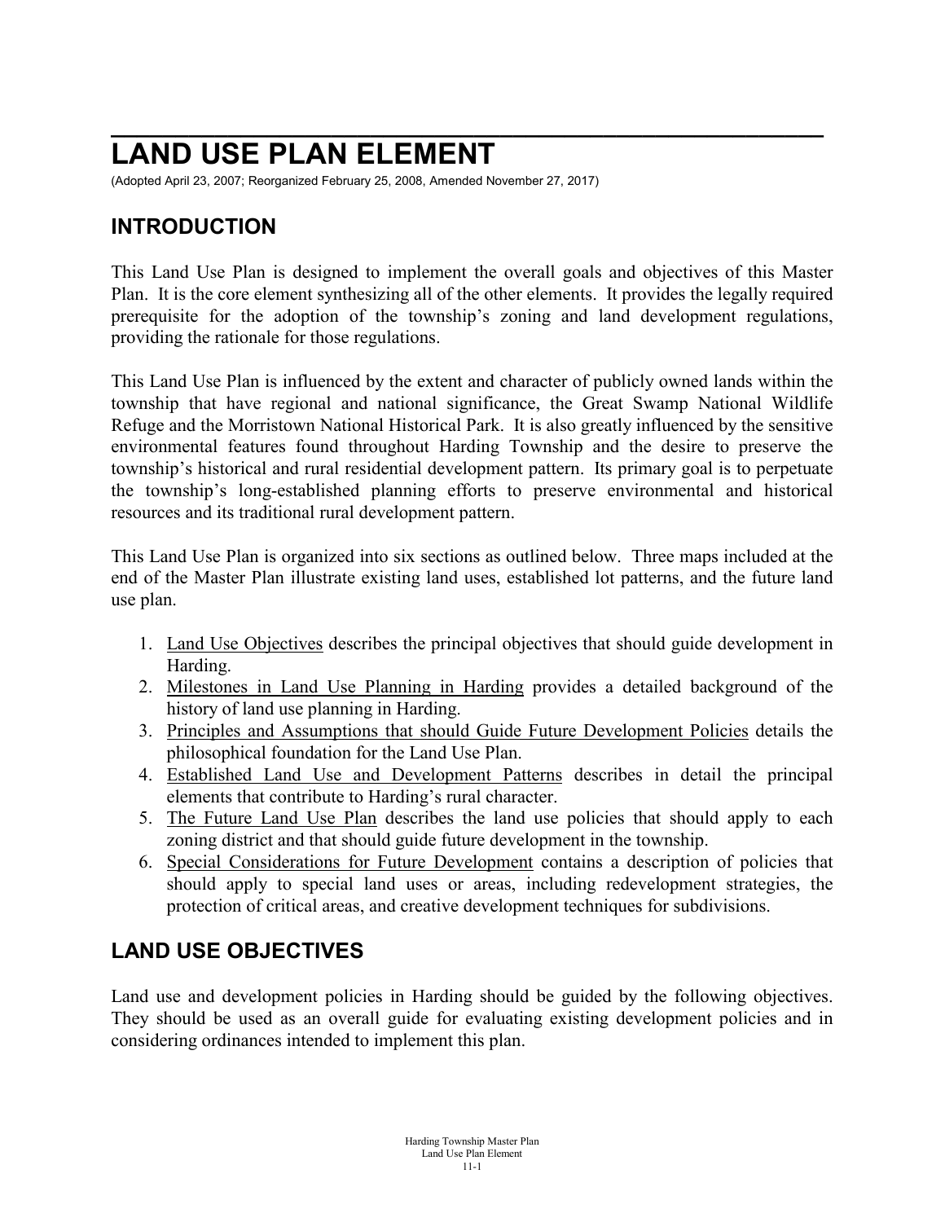# LAND USE PLAN ELEMENT

(Adopted April 23, 2007; Reorganized February 25, 2008, Amended November 27, 2017)

## INTRODUCTION

This Land Use Plan is designed to implement the overall goals and objectives of this Master Plan. It is the core element synthesizing all of the other elements. It provides the legally required prerequisite for the adoption of the township's zoning and land development regulations, providing the rationale for those regulations.

This Land Use Plan is influenced by the extent and character of publicly owned lands within the township that have regional and national significance, the Great Swamp National Wildlife Refuge and the Morristown National Historical Park. It is also greatly influenced by the sensitive environmental features found throughout Harding Township and the desire to preserve the township's historical and rural residential development pattern. Its primary goal is to perpetuate the township's long-established planning efforts to preserve environmental and historical resources and its traditional rural development pattern.

This Land Use Plan is organized into six sections as outlined below. Three maps included at the end of the Master Plan illustrate existing land uses, established lot patterns, and the future land use plan.

1. Land Use Objectives describes the principal objectives that should guide development in Harding.
2. Milestones in Land Use Planning in Harding provides a detailed background of the history of land use planning in Harding.
3. Principles and Assumptions that should Guide Future Development Policies details the philosophical foundation for the Land Use Plan.
4. Established Land Use and Development Patterns describes in detail the principal elements that contribute to Harding's rural character.
5. The Future Land Use Plan describes the land use policies that should apply to each zoning district and that should guide future development in the township.
6. Special Considerations for Future Development contains a description of policies that should apply to special land uses or areas, including redevelopment strategies, the protection of critical areas, and creative development techniques for subdivisions.

## LAND USE OBJECTIVES

Land use and development policies in Harding should be guided by the following objectives. They should be used as an overall guide for evaluating existing development policies and in considering ordinances intended to implement this plan.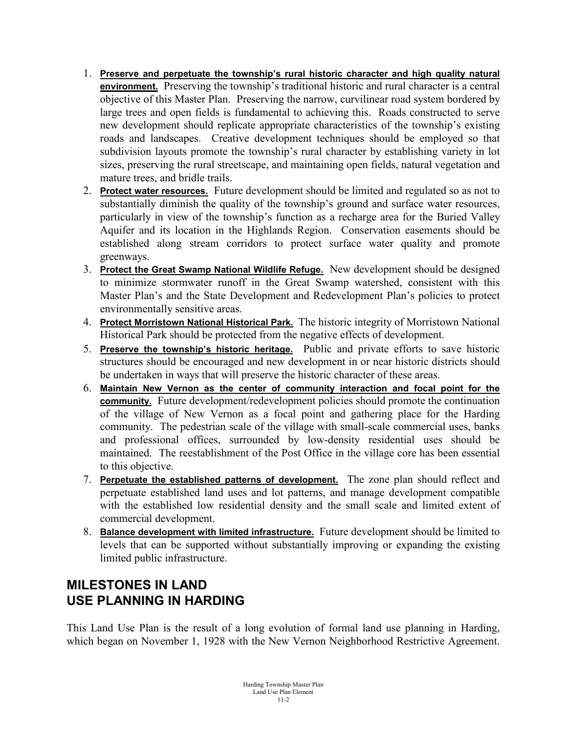1. **Preserve and perpetuate the township's rural historic character and high quality natural environment.** Preserving the township's traditional historic and rural character is a central objective of this Master Plan. Preserving the narrow, curvilinear road system bordered by large trees and open fields is fundamental to achieving this. Roads constructed to serve new development should replicate appropriate characteristics of the township's existing roads and landscapes. Creative development techniques should be employed so that subdivision layouts promote the township's rural character by establishing variety in lot sizes, preserving the rural streetscape, and maintaining open fields, natural vegetation and mature trees, and bridle trails.
2. **Protect water resources.** Future development should be limited and regulated so as not to substantially diminish the quality of the township's ground and surface water resources, particularly in view of the township's function as a recharge area for the Buried Valley Aquifer and its location in the Highlands Region. Conservation easements should be established along stream corridors to protect surface water quality and promote greenways.
3. **Protect the Great Swamp National Wildlife Refuge.** New development should be designed to minimize stormwater runoff in the Great Swamp watershed, consistent with this Master Plan's and the State Development and Redevelopment Plan's policies to protect environmentally sensitive areas.
4. **Protect Morristown National Historical Park.** The historic integrity of Morristown National Historical Park should be protected from the negative effects of development.
5. **Preserve the township's historic heritage.** Public and private efforts to save historic structures should be encouraged and new development in or near historic districts should be undertaken in ways that will preserve the historic character of these areas.
6. **Maintain New Vernon as the center of community interaction and focal point for the community.** Future development/redevelopment policies should promote the continuation of the village of New Vernon as a focal point and gathering place for the Harding community. The pedestrian scale of the village with small-scale commercial uses, banks and professional offices, surrounded by low-density residential uses should be maintained. The reestablishment of the Post Office in the village core has been essential to this objective.
7. **Perpetuate the established patterns of development.** The zone plan should reflect and perpetuate established land uses and lot patterns, and manage development compatible with the established low residential density and the small scale and limited extent of commercial development.
8. **Balance development with limited infrastructure.** Future development should be limited to levels that can be supported without substantially improving or expanding the existing limited public infrastructure.

## MILESTONES IN LAND USE PLANNING IN HARDING

This Land Use Plan is the result of a long evolution of formal land use planning in Harding, which began on November 1, 1928 with the New Vernon Neighborhood Restrictive Agreement.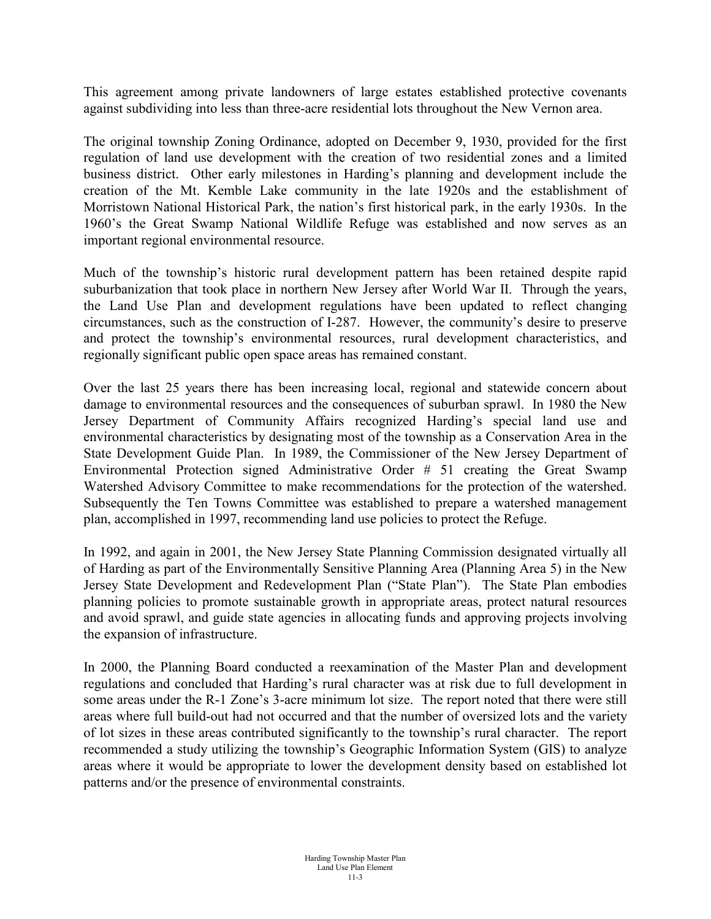This agreement among private landowners of large estates established protective covenants against subdividing into less than three-acre residential lots throughout the New Vernon area.

The original township Zoning Ordinance, adopted on December 9, 1930, provided for the first regulation of land use development with the creation of two residential zones and a limited business district. Other early milestones in Harding's planning and development include the creation of the Mt. Kemble Lake community in the late 1920s and the establishment of Morristown National Historical Park, the nation's first historical park, in the early 1930s. In the 1960's the Great Swamp National Wildlife Refuge was established and now serves as an important regional environmental resource.

Much of the township's historic rural development pattern has been retained despite rapid suburbanization that took place in northern New Jersey after World War II. Through the years, the Land Use Plan and development regulations have been updated to reflect changing circumstances, such as the construction of I-287. However, the community's desire to preserve and protect the township's environmental resources, rural development characteristics, and regionally significant public open space areas has remained constant.

Over the last 25 years there has been increasing local, regional and statewide concern about damage to environmental resources and the consequences of suburban sprawl. In 1980 the New Jersey Department of Community Affairs recognized Harding's special land use and environmental characteristics by designating most of the township as a Conservation Area in the State Development Guide Plan. In 1989, the Commissioner of the New Jersey Department of Environmental Protection signed Administrative Order # 51 creating the Great Swamp Watershed Advisory Committee to make recommendations for the protection of the watershed. Subsequently the Ten Towns Committee was established to prepare a watershed management plan, accomplished in 1997, recommending land use policies to protect the Refuge.

In 1992, and again in 2001, the New Jersey State Planning Commission designated virtually all of Harding as part of the Environmentally Sensitive Planning Area (Planning Area 5) in the New Jersey State Development and Redevelopment Plan ("State Plan"). The State Plan embodies planning policies to promote sustainable growth in appropriate areas, protect natural resources and avoid sprawl, and guide state agencies in allocating funds and approving projects involving the expansion of infrastructure.

In 2000, the Planning Board conducted a reexamination of the Master Plan and development regulations and concluded that Harding's rural character was at risk due to full development in some areas under the R-1 Zone's 3-acre minimum lot size. The report noted that there were still areas where full build-out had not occurred and that the number of oversized lots and the variety of lot sizes in these areas contributed significantly to the township's rural character. The report recommended a study utilizing the township's Geographic Information System (GIS) to analyze areas where it would be appropriate to lower the development density based on established lot patterns and/or the presence of environmental constraints.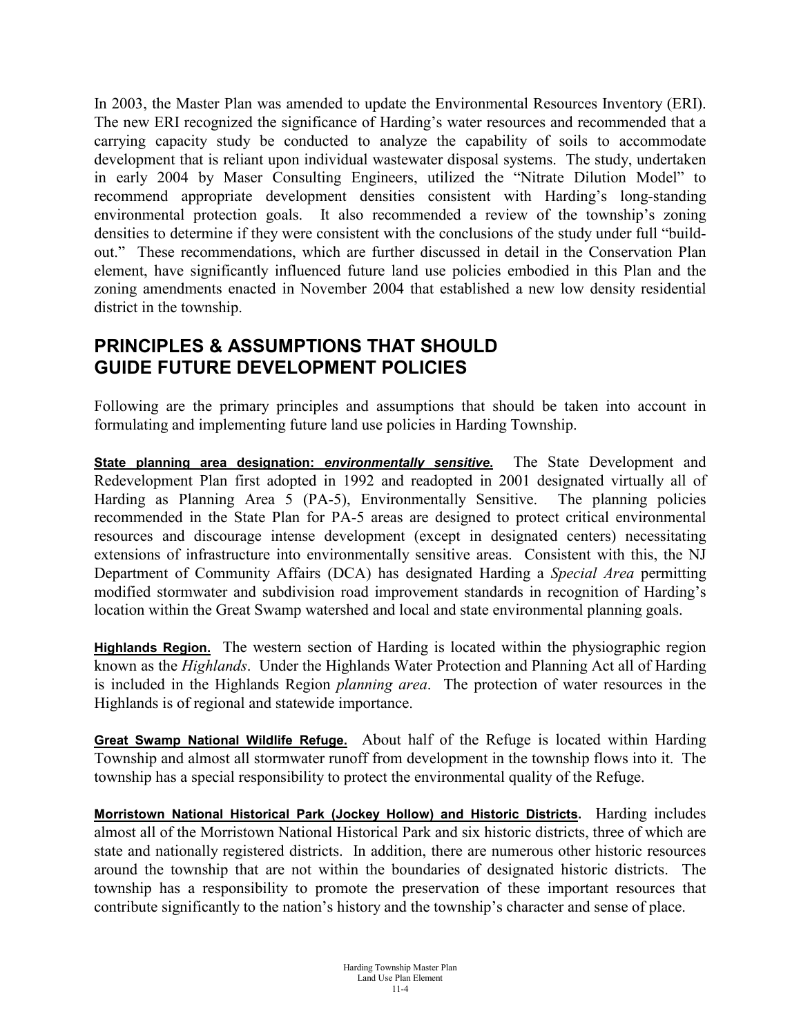In 2003, the Master Plan was amended to update the Environmental Resources Inventory (ERI). The new ERI recognized the significance of Harding's water resources and recommended that a carrying capacity study be conducted to analyze the capability of soils to accommodate development that is reliant upon individual wastewater disposal systems. The study, undertaken in early 2004 by Maser Consulting Engineers, utilized the "Nitrate Dilution Model" to recommend appropriate development densities consistent with Harding's long-standing environmental protection goals. It also recommended a review of the township's zoning densities to determine if they were consistent with the conclusions of the study under full "build-out." These recommendations, which are further discussed in detail in the Conservation Plan element, have significantly influenced future land use policies embodied in this Plan and the zoning amendments enacted in November 2004 that established a new low density residential district in the township.

## PRINCIPLES & ASSUMPTIONS THAT SHOULD GUIDE FUTURE DEVELOPMENT POLICIES

Following are the primary principles and assumptions that should be taken into account in formulating and implementing future land use policies in Harding Township.

**State planning area designation: *environmentally sensitive*.** The State Development and Redevelopment Plan first adopted in 1992 and readopted in 2001 designated virtually all of Harding as Planning Area 5 (PA-5), Environmentally Sensitive. The planning policies recommended in the State Plan for PA-5 areas are designed to protect critical environmental resources and discourage intense development (except in designated centers) necessitating extensions of infrastructure into environmentally sensitive areas. Consistent with this, the NJ Department of Community Affairs (DCA) has designated Harding a *Special Area* permitting modified stormwater and subdivision road improvement standards in recognition of Harding's location within the Great Swamp watershed and local and state environmental planning goals.

**Highlands Region.** The western section of Harding is located within the physiographic region known as the *Highlands*. Under the Highlands Water Protection and Planning Act all of Harding is included in the Highlands Region *planning area*. The protection of water resources in the Highlands is of regional and statewide importance.

**Great Swamp National Wildlife Refuge.** About half of the Refuge is located within Harding Township and almost all stormwater runoff from development in the township flows into it. The township has a special responsibility to protect the environmental quality of the Refuge.

**Morristown National Historical Park (Jockey Hollow) and Historic Districts.** Harding includes almost all of the Morristown National Historical Park and six historic districts, three of which are state and nationally registered districts. In addition, there are numerous other historic resources around the township that are not within the boundaries of designated historic districts. The township has a responsibility to promote the preservation of these important resources that contribute significantly to the nation's history and the township's character and sense of place.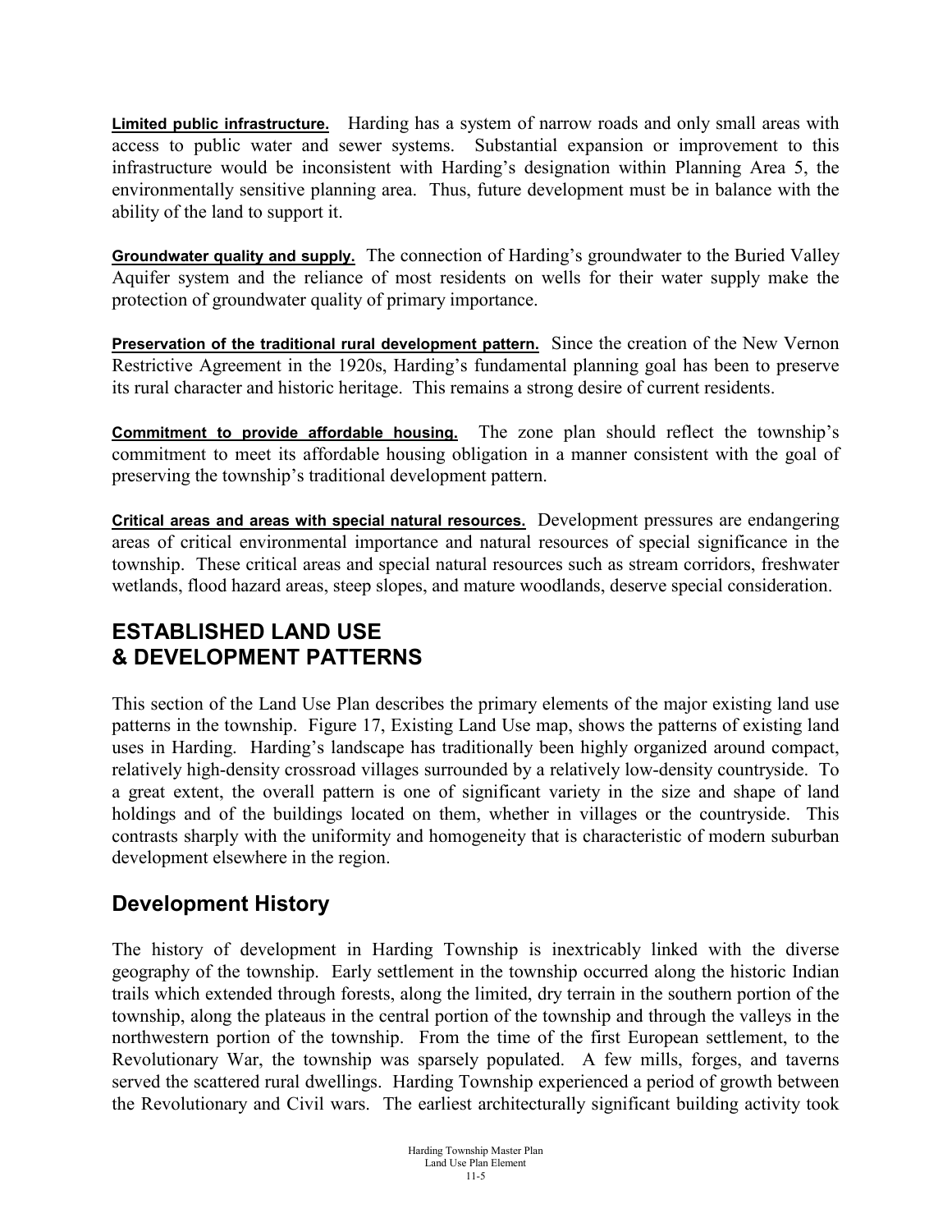**Limited public infrastructure.** Harding has a system of narrow roads and only small areas with access to public water and sewer systems. Substantial expansion or improvement to this infrastructure would be inconsistent with Harding's designation within Planning Area 5, the environmentally sensitive planning area. Thus, future development must be in balance with the ability of the land to support it.

**Groundwater quality and supply.** The connection of Harding's groundwater to the Buried Valley Aquifer system and the reliance of most residents on wells for their water supply make the protection of groundwater quality of primary importance.

**Preservation of the traditional rural development pattern.** Since the creation of the New Vernon Restrictive Agreement in the 1920s, Harding's fundamental planning goal has been to preserve its rural character and historic heritage. This remains a strong desire of current residents.

**Commitment to provide affordable housing.** The zone plan should reflect the township's commitment to meet its affordable housing obligation in a manner consistent with the goal of preserving the township's traditional development pattern.

**Critical areas and areas with special natural resources.** Development pressures are endangering areas of critical environmental importance and natural resources of special significance in the township. These critical areas and special natural resources such as stream corridors, freshwater wetlands, flood hazard areas, steep slopes, and mature woodlands, deserve special consideration.

# ESTABLISHED LAND USE & DEVELOPMENT PATTERNS

This section of the Land Use Plan describes the primary elements of the major existing land use patterns in the township. Figure 17, Existing Land Use map, shows the patterns of existing land uses in Harding. Harding's landscape has traditionally been highly organized around compact, relatively high-density crossroad villages surrounded by a relatively low-density countryside. To a great extent, the overall pattern is one of significant variety in the size and shape of land holdings and of the buildings located on them, whether in villages or the countryside. This contrasts sharply with the uniformity and homogeneity that is characteristic of modern suburban development elsewhere in the region.

## Development History

The history of development in Harding Township is inextricably linked with the diverse geography of the township. Early settlement in the township occurred along the historic Indian trails which extended through forests, along the limited, dry terrain in the southern portion of the township, along the plateaus in the central portion of the township and through the valleys in the northwestern portion of the township. From the time of the first European settlement, to the Revolutionary War, the township was sparsely populated. A few mills, forges, and taverns served the scattered rural dwellings. Harding Township experienced a period of growth between the Revolutionary and Civil wars. The earliest architecturally significant building activity took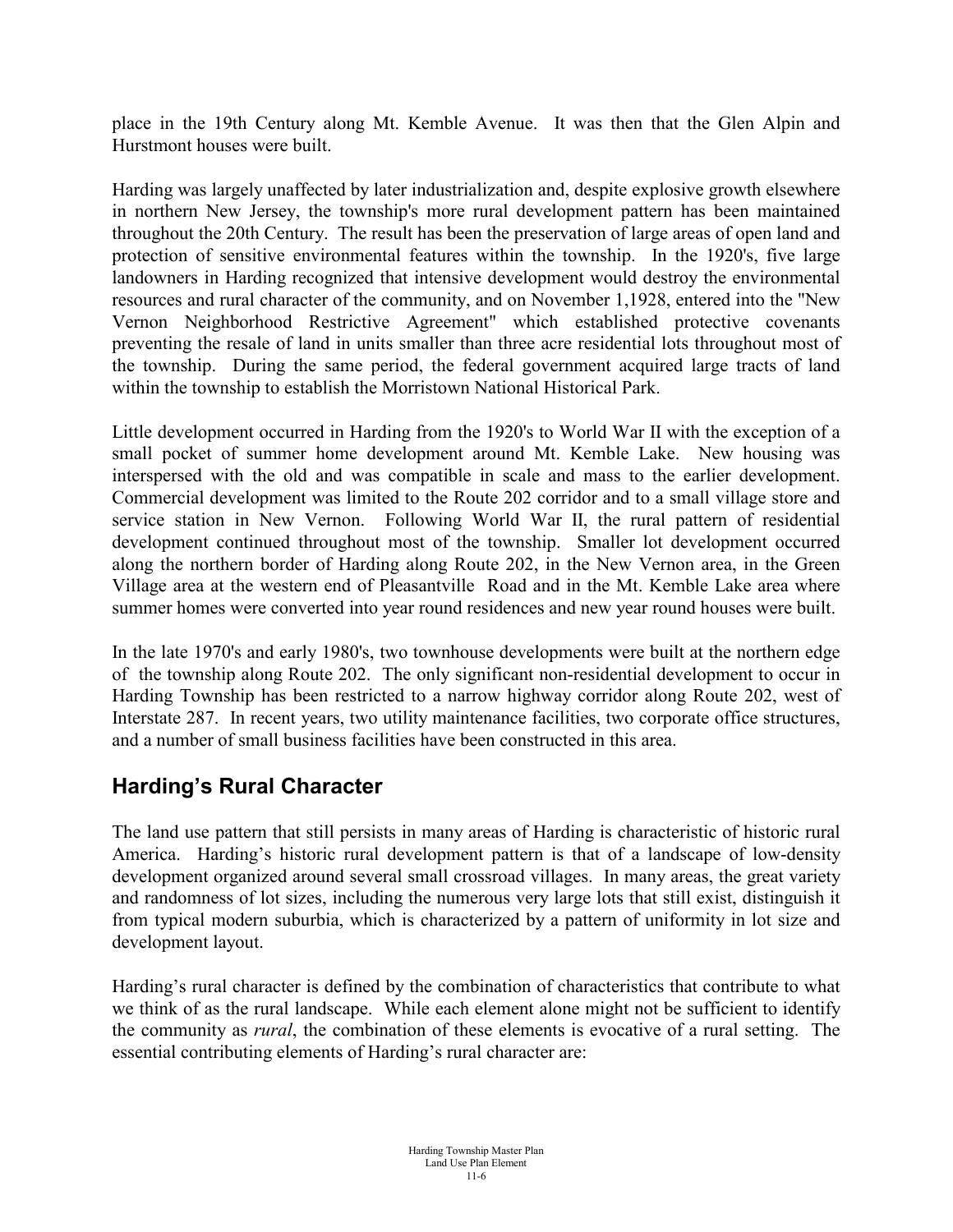place in the 19th Century along Mt. Kemble Avenue. It was then that the Glen Alpin and Hurstmont houses were built.

Harding was largely unaffected by later industrialization and, despite explosive growth elsewhere in northern New Jersey, the township's more rural development pattern has been maintained throughout the 20th Century. The result has been the preservation of large areas of open land and protection of sensitive environmental features within the township. In the 1920's, five large landowners in Harding recognized that intensive development would destroy the environmental resources and rural character of the community, and on November 1,1928, entered into the "New Vernon Neighborhood Restrictive Agreement" which established protective covenants preventing the resale of land in units smaller than three acre residential lots throughout most of the township. During the same period, the federal government acquired large tracts of land within the township to establish the Morristown National Historical Park.

Little development occurred in Harding from the 1920's to World War II with the exception of a small pocket of summer home development around Mt. Kemble Lake. New housing was interspersed with the old and was compatible in scale and mass to the earlier development. Commercial development was limited to the Route 202 corridor and to a small village store and service station in New Vernon. Following World War II, the rural pattern of residential development continued throughout most of the township. Smaller lot development occurred along the northern border of Harding along Route 202, in the New Vernon area, in the Green Village area at the western end of Pleasantville Road and in the Mt. Kemble Lake area where summer homes were converted into year round residences and new year round houses were built.

In the late 1970's and early 1980's, two townhouse developments were built at the northern edge of the township along Route 202. The only significant non-residential development to occur in Harding Township has been restricted to a narrow highway corridor along Route 202, west of Interstate 287. In recent years, two utility maintenance facilities, two corporate office structures, and a number of small business facilities have been constructed in this area.

## Harding's Rural Character

The land use pattern that still persists in many areas of Harding is characteristic of historic rural America. Harding's historic rural development pattern is that of a landscape of low-density development organized around several small crossroad villages. In many areas, the great variety and randomness of lot sizes, including the numerous very large lots that still exist, distinguish it from typical modern suburbia, which is characterized by a pattern of uniformity in lot size and development layout.

Harding's rural character is defined by the combination of characteristics that contribute to what we think of as the rural landscape. While each element alone might not be sufficient to identify the community as *rural*, the combination of these elements is evocative of a rural setting. The essential contributing elements of Harding's rural character are: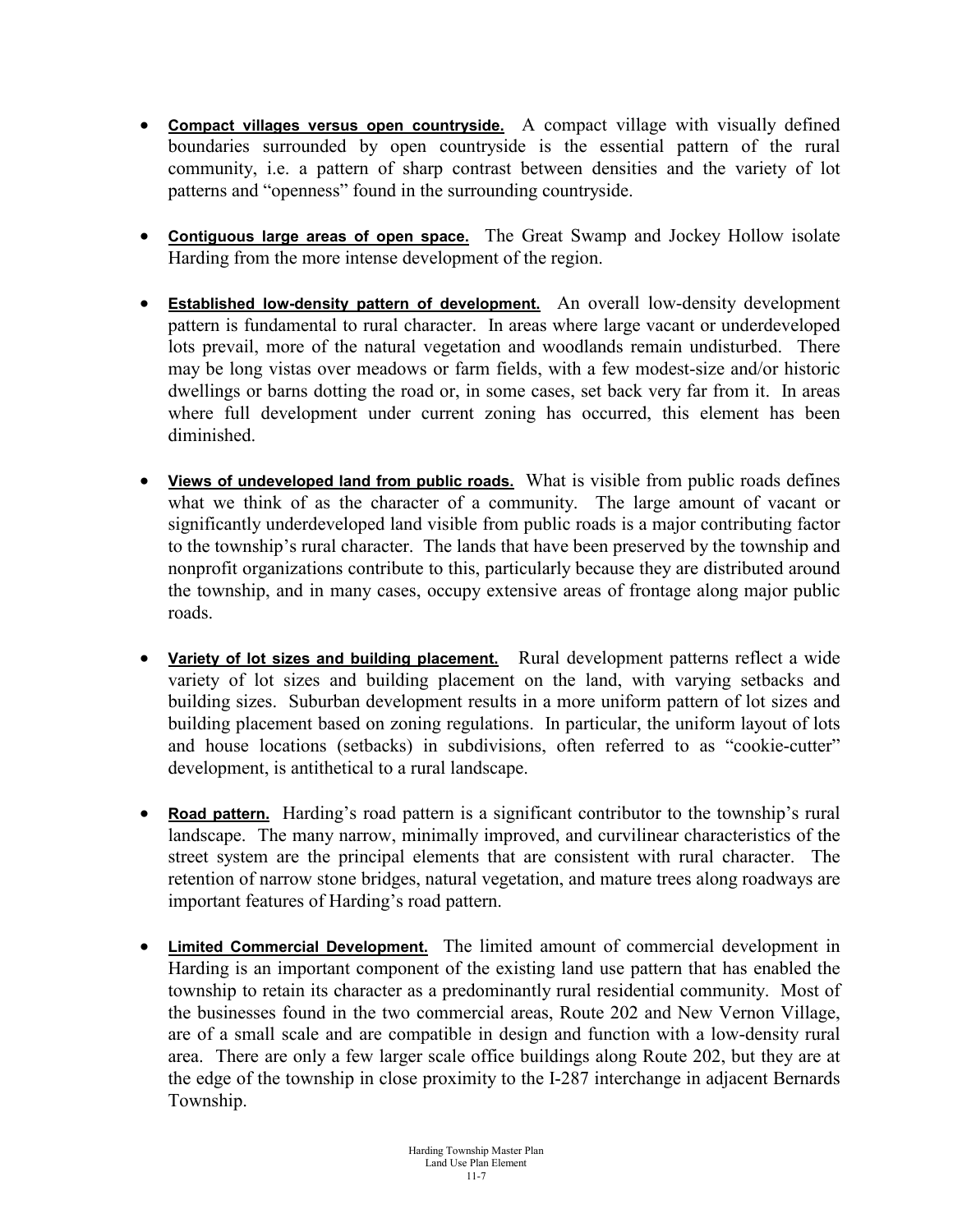- **Compact villages versus open countryside.** A compact village with visually defined boundaries surrounded by open countryside is the essential pattern of the rural community, i.e. a pattern of sharp contrast between densities and the variety of lot patterns and "openness" found in the surrounding countryside.

- **Contiguous large areas of open space.** The Great Swamp and Jockey Hollow isolate Harding from the more intense development of the region.

- **Established low-density pattern of development.** An overall low-density development pattern is fundamental to rural character. In areas where large vacant or underdeveloped lots prevail, more of the natural vegetation and woodlands remain undisturbed. There may be long vistas over meadows or farm fields, with a few modest-size and/or historic dwellings or barns dotting the road or, in some cases, set back very far from it. In areas where full development under current zoning has occurred, this element has been diminished.

- **Views of undeveloped land from public roads.** What is visible from public roads defines what we think of as the character of a community. The large amount of vacant or significantly underdeveloped land visible from public roads is a major contributing factor to the township's rural character. The lands that have been preserved by the township and nonprofit organizations contribute to this, particularly because they are distributed around the township, and in many cases, occupy extensive areas of frontage along major public roads.

- **Variety of lot sizes and building placement.** Rural development patterns reflect a wide variety of lot sizes and building placement on the land, with varying setbacks and building sizes. Suburban development results in a more uniform pattern of lot sizes and building placement based on zoning regulations. In particular, the uniform layout of lots and house locations (setbacks) in subdivisions, often referred to as "cookie-cutter" development, is antithetical to a rural landscape.

- **Road pattern.** Harding's road pattern is a significant contributor to the township's rural landscape. The many narrow, minimally improved, and curvilinear characteristics of the street system are the principal elements that are consistent with rural character. The retention of narrow stone bridges, natural vegetation, and mature trees along roadways are important features of Harding's road pattern.

- **Limited Commercial Development.** The limited amount of commercial development in Harding is an important component of the existing land use pattern that has enabled the township to retain its character as a predominantly rural residential community. Most of the businesses found in the two commercial areas, Route 202 and New Vernon Village, are of a small scale and are compatible in design and function with a low-density rural area. There are only a few larger scale office buildings along Route 202, but they are at the edge of the township in close proximity to the I-287 interchange in adjacent Bernards Township.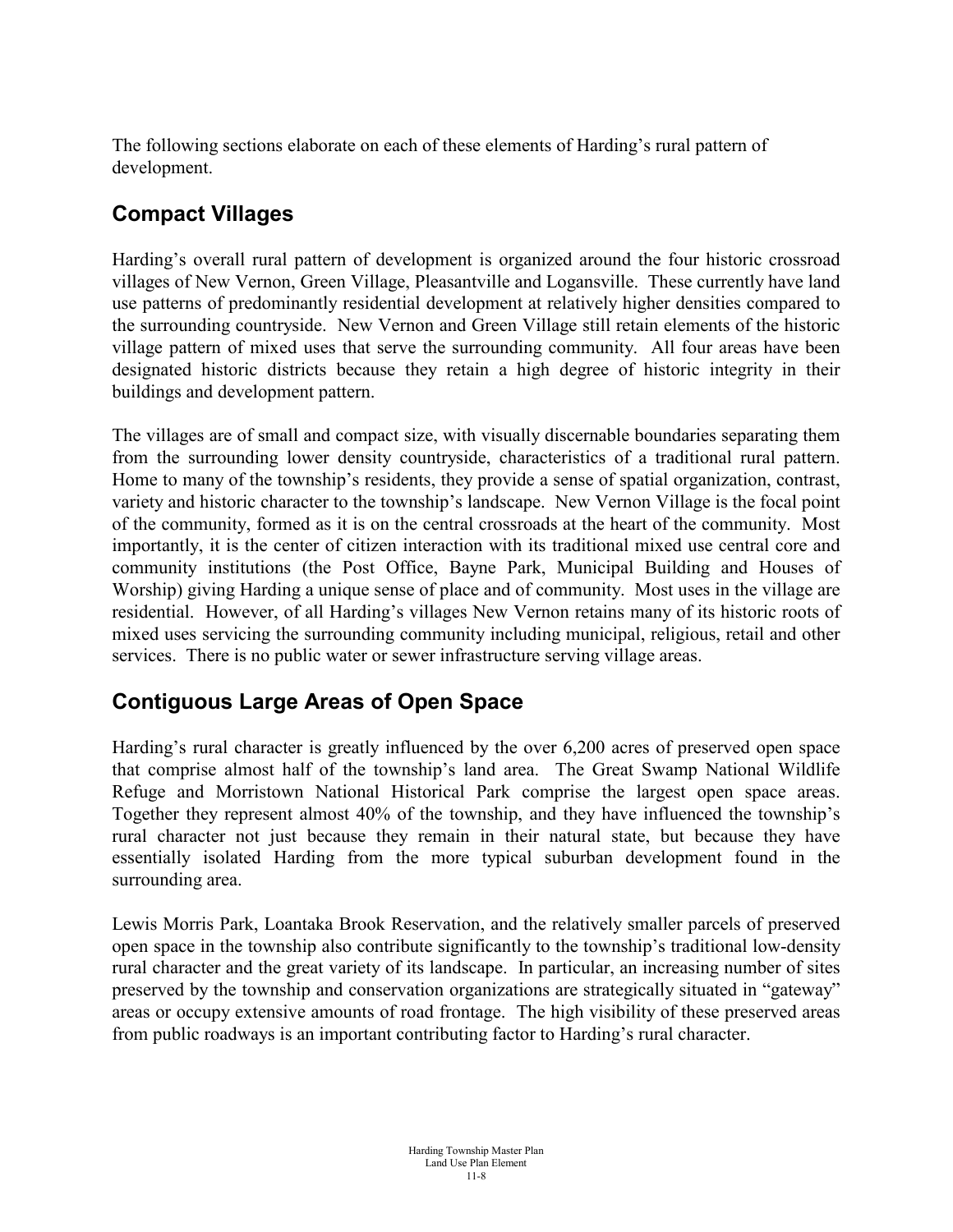The following sections elaborate on each of these elements of Harding's rural pattern of development.

## Compact Villages

Harding's overall rural pattern of development is organized around the four historic crossroad villages of New Vernon, Green Village, Pleasantville and Logansville. These currently have land use patterns of predominantly residential development at relatively higher densities compared to the surrounding countryside. New Vernon and Green Village still retain elements of the historic village pattern of mixed uses that serve the surrounding community. All four areas have been designated historic districts because they retain a high degree of historic integrity in their buildings and development pattern.

The villages are of small and compact size, with visually discernable boundaries separating them from the surrounding lower density countryside, characteristics of a traditional rural pattern. Home to many of the township's residents, they provide a sense of spatial organization, contrast, variety and historic character to the township's landscape. New Vernon Village is the focal point of the community, formed as it is on the central crossroads at the heart of the community. Most importantly, it is the center of citizen interaction with its traditional mixed use central core and community institutions (the Post Office, Bayne Park, Municipal Building and Houses of Worship) giving Harding a unique sense of place and of community. Most uses in the village are residential. However, of all Harding's villages New Vernon retains many of its historic roots of mixed uses servicing the surrounding community including municipal, religious, retail and other services. There is no public water or sewer infrastructure serving village areas.

## Contiguous Large Areas of Open Space

Harding's rural character is greatly influenced by the over 6,200 acres of preserved open space that comprise almost half of the township's land area. The Great Swamp National Wildlife Refuge and Morristown National Historical Park comprise the largest open space areas. Together they represent almost 40% of the township, and they have influenced the township's rural character not just because they remain in their natural state, but because they have essentially isolated Harding from the more typical suburban development found in the surrounding area.

Lewis Morris Park, Loantaka Brook Reservation, and the relatively smaller parcels of preserved open space in the township also contribute significantly to the township's traditional low-density rural character and the great variety of its landscape. In particular, an increasing number of sites preserved by the township and conservation organizations are strategically situated in "gateway" areas or occupy extensive amounts of road frontage. The high visibility of these preserved areas from public roadways is an important contributing factor to Harding's rural character.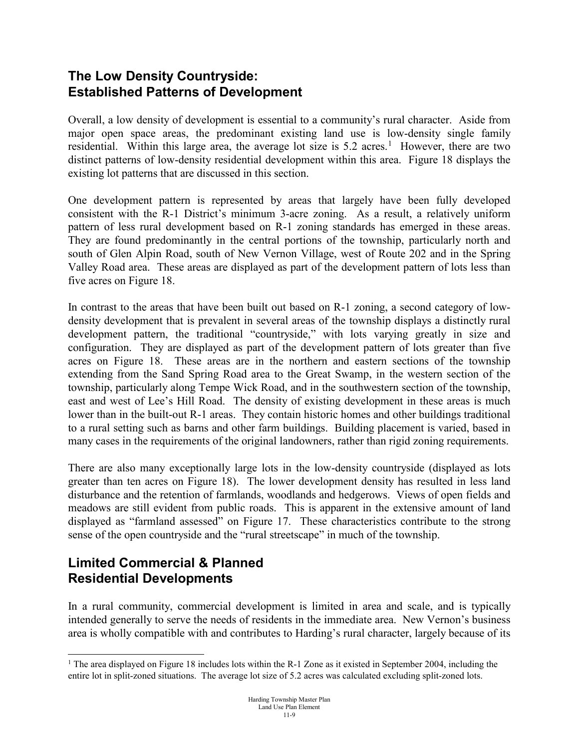## The Low Density Countryside: Established Patterns of Development

Overall, a low density of development is essential to a community's rural character. Aside from major open space areas, the predominant existing land use is low-density single family residential. Within this large area, the average lot size is 5.2 acres.[1] However, there are two distinct patterns of low-density residential development within this area. Figure 18 displays the existing lot patterns that are discussed in this section.

One development pattern is represented by areas that largely have been fully developed consistent with the R-1 District's minimum 3-acre zoning. As a result, a relatively uniform pattern of less rural development based on R-1 zoning standards has emerged in these areas. They are found predominantly in the central portions of the township, particularly north and south of Glen Alpin Road, south of New Vernon Village, west of Route 202 and in the Spring Valley Road area. These areas are displayed as part of the development pattern of lots less than five acres on Figure 18.

In contrast to the areas that have been built out based on R-1 zoning, a second category of low-density development that is prevalent in several areas of the township displays a distinctly rural development pattern, the traditional "countryside," with lots varying greatly in size and configuration. They are displayed as part of the development pattern of lots greater than five acres on Figure 18. These areas are in the northern and eastern sections of the township extending from the Sand Spring Road area to the Great Swamp, in the western section of the township, particularly along Tempe Wick Road, and in the southwestern section of the township, east and west of Lee's Hill Road. The density of existing development in these areas is much lower than in the built-out R-1 areas. They contain historic homes and other buildings traditional to a rural setting such as barns and other farm buildings. Building placement is varied, based in many cases in the requirements of the original landowners, rather than rigid zoning requirements.

There are also many exceptionally large lots in the low-density countryside (displayed as lots greater than ten acres on Figure 18). The lower development density has resulted in less land disturbance and the retention of farmlands, woodlands and hedgerows. Views of open fields and meadows are still evident from public roads. This is apparent in the extensive amount of land displayed as "farmland assessed" on Figure 17. These characteristics contribute to the strong sense of the open countryside and the "rural streetscape" in much of the township.

## Limited Commercial & Planned Residential Developments

In a rural community, commercial development is limited in area and scale, and is typically intended generally to serve the needs of residents in the immediate area. New Vernon's business area is wholly compatible with and contributes to Harding's rural character, largely because of its

---

[1] The area displayed on Figure 18 includes lots within the R-1 Zone as it existed in September 2004, including the entire lot in split-zoned situations. The average lot size of 5.2 acres was calculated excluding split-zoned lots.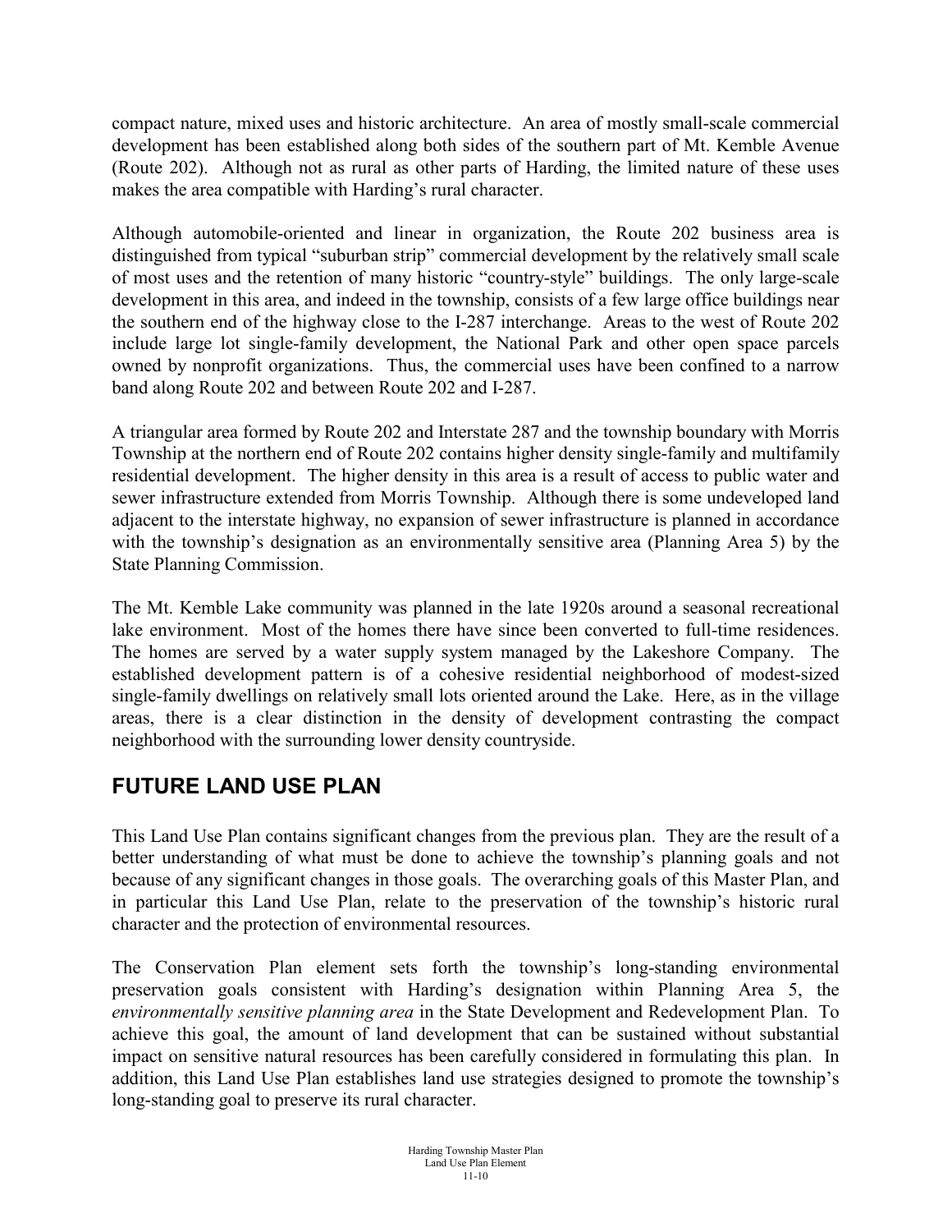compact nature, mixed uses and historic architecture. An area of mostly small-scale commercial development has been established along both sides of the southern part of Mt. Kemble Avenue (Route 202). Although not as rural as other parts of Harding, the limited nature of these uses makes the area compatible with Harding's rural character.

Although automobile-oriented and linear in organization, the Route 202 business area is distinguished from typical "suburban strip" commercial development by the relatively small scale of most uses and the retention of many historic "country-style" buildings. The only large-scale development in this area, and indeed in the township, consists of a few large office buildings near the southern end of the highway close to the I-287 interchange. Areas to the west of Route 202 include large lot single-family development, the National Park and other open space parcels owned by nonprofit organizations. Thus, the commercial uses have been confined to a narrow band along Route 202 and between Route 202 and I-287.

A triangular area formed by Route 202 and Interstate 287 and the township boundary with Morris Township at the northern end of Route 202 contains higher density single-family and multifamily residential development. The higher density in this area is a result of access to public water and sewer infrastructure extended from Morris Township. Although there is some undeveloped land adjacent to the interstate highway, no expansion of sewer infrastructure is planned in accordance with the township's designation as an environmentally sensitive area (Planning Area 5) by the State Planning Commission.

The Mt. Kemble Lake community was planned in the late 1920s around a seasonal recreational lake environment. Most of the homes there have since been converted to full-time residences. The homes are served by a water supply system managed by the Lakeshore Company. The established development pattern is of a cohesive residential neighborhood of modest-sized single-family dwellings on relatively small lots oriented around the Lake. Here, as in the village areas, there is a clear distinction in the density of development contrasting the compact neighborhood with the surrounding lower density countryside.

## FUTURE LAND USE PLAN

This Land Use Plan contains significant changes from the previous plan. They are the result of a better understanding of what must be done to achieve the township's planning goals and not because of any significant changes in those goals. The overarching goals of this Master Plan, and in particular this Land Use Plan, relate to the preservation of the township's historic rural character and the protection of environmental resources.

The Conservation Plan element sets forth the township's long-standing environmental preservation goals consistent with Harding's designation within Planning Area 5, the *environmentally sensitive planning area* in the State Development and Redevelopment Plan. To achieve this goal, the amount of land development that can be sustained without substantial impact on sensitive natural resources has been carefully considered in formulating this plan. In addition, this Land Use Plan establishes land use strategies designed to promote the township's long-standing goal to preserve its rural character.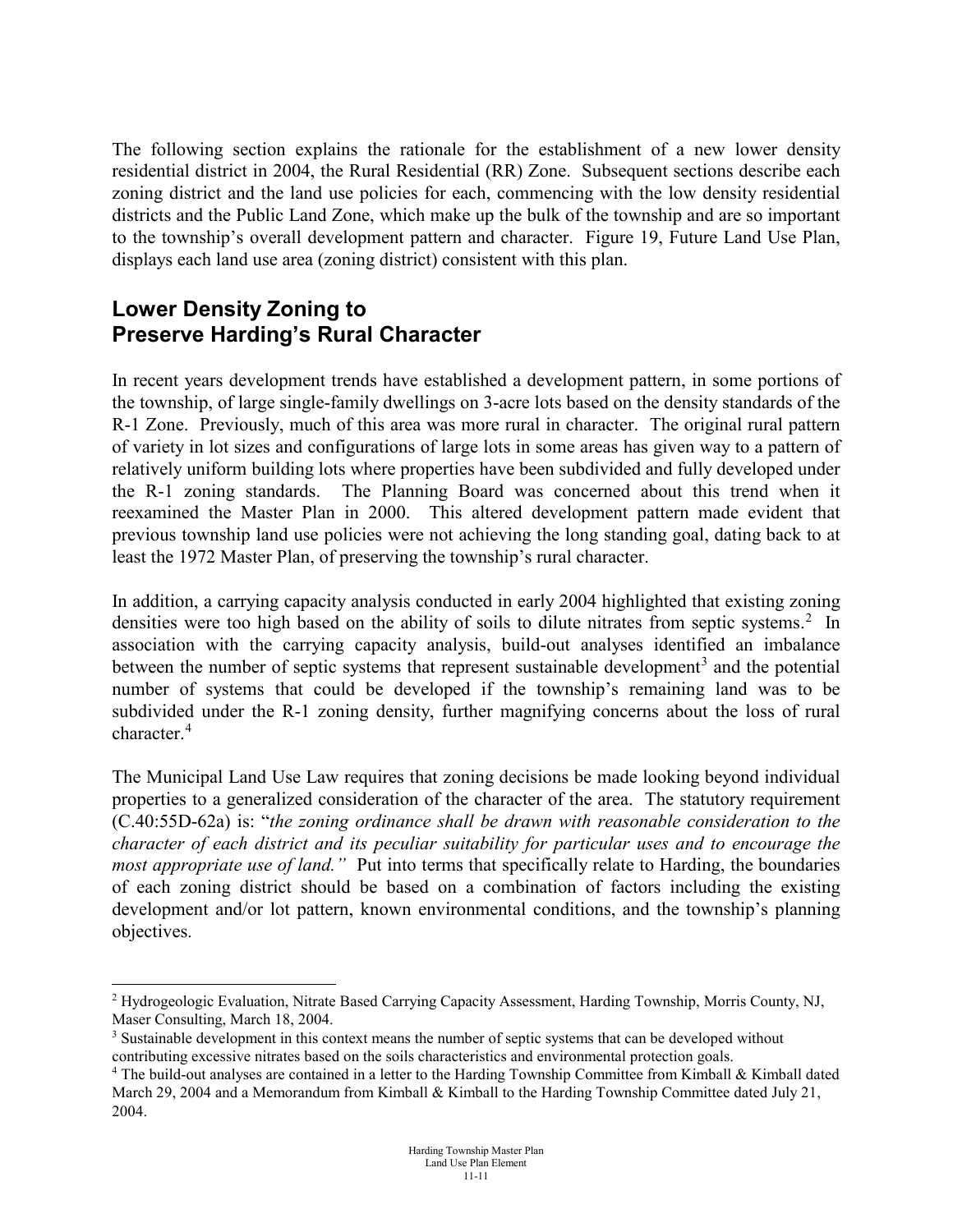The following section explains the rationale for the establishment of a new lower density residential district in 2004, the Rural Residential (RR) Zone. Subsequent sections describe each zoning district and the land use policies for each, commencing with the low density residential districts and the Public Land Zone, which make up the bulk of the township and are so important to the township's overall development pattern and character. Figure 19, Future Land Use Plan, displays each land use area (zoning district) consistent with this plan.

## Lower Density Zoning to Preserve Harding's Rural Character

In recent years development trends have established a development pattern, in some portions of the township, of large single-family dwellings on 3-acre lots based on the density standards of the R-1 Zone. Previously, much of this area was more rural in character. The original rural pattern of variety in lot sizes and configurations of large lots in some areas has given way to a pattern of relatively uniform building lots where properties have been subdivided and fully developed under the R-1 zoning standards. The Planning Board was concerned about this trend when it reexamined the Master Plan in 2000. This altered development pattern made evident that previous township land use policies were not achieving the long standing goal, dating back to at least the 1972 Master Plan, of preserving the township's rural character.

In addition, a carrying capacity analysis conducted in early 2004 highlighted that existing zoning densities were too high based on the ability of soils to dilute nitrates from septic systems.[2] In association with the carrying capacity analysis, build-out analyses identified an imbalance between the number of septic systems that represent sustainable development[3] and the potential number of systems that could be developed if the township's remaining land was to be subdivided under the R-1 zoning density, further magnifying concerns about the loss of rural character.[4]

The Municipal Land Use Law requires that zoning decisions be made looking beyond individual properties to a generalized consideration of the character of the area. The statutory requirement (C.40:55D-62a) is: "*the zoning ordinance shall be drawn with reasonable consideration to the character of each district and its peculiar suitability for particular uses and to encourage the most appropriate use of land.*" Put into terms that specifically relate to Harding, the boundaries of each zoning district should be based on a combination of factors including the existing development and/or lot pattern, known environmental conditions, and the township's planning objectives.

---

[2] Hydrogeologic Evaluation, Nitrate Based Carrying Capacity Assessment, Harding Township, Morris County, NJ, Maser Consulting, March 18, 2004.

[3] Sustainable development in this context means the number of septic systems that can be developed without contributing excessive nitrates based on the soils characteristics and environmental protection goals.

[4] The build-out analyses are contained in a letter to the Harding Township Committee from Kimball & Kimball dated March 29, 2004 and a Memorandum from Kimball & Kimball to the Harding Township Committee dated July 21, 2004.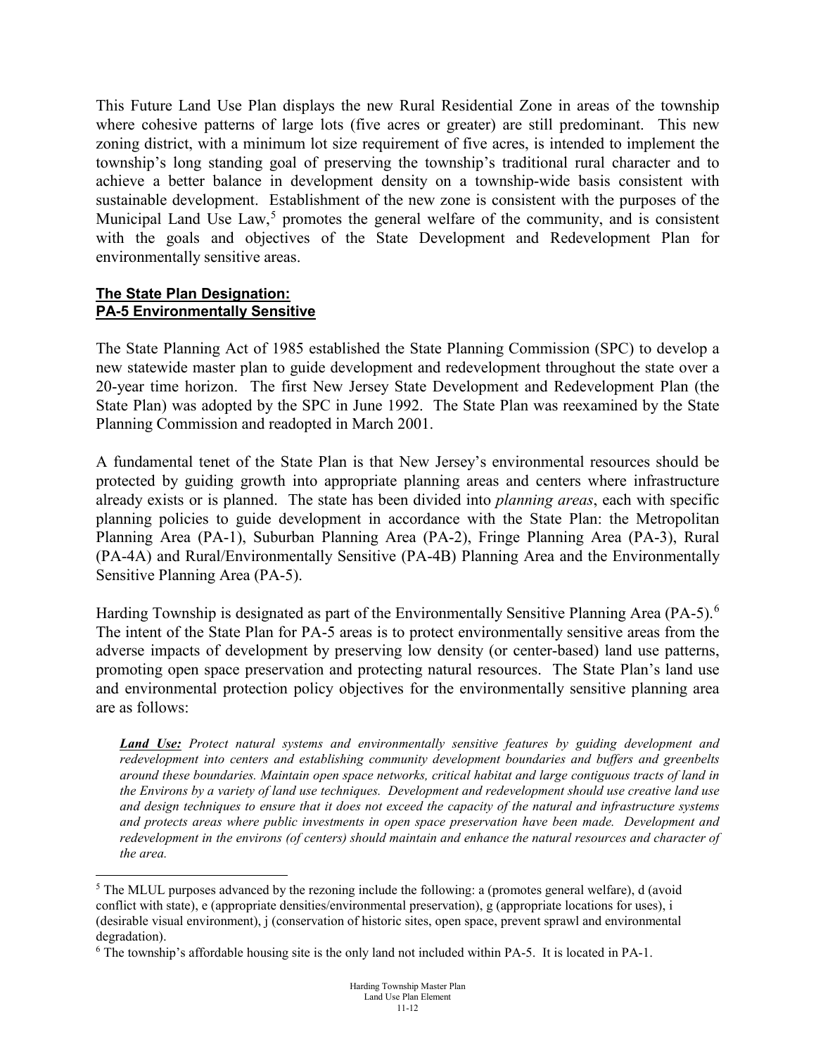This Future Land Use Plan displays the new Rural Residential Zone in areas of the township where cohesive patterns of large lots (five acres or greater) are still predominant. This new zoning district, with a minimum lot size requirement of five acres, is intended to implement the township's long standing goal of preserving the township's traditional rural character and to achieve a better balance in development density on a township-wide basis consistent with sustainable development. Establishment of the new zone is consistent with the purposes of the Municipal Land Use Law,[5] promotes the general welfare of the community, and is consistent with the goals and objectives of the State Development and Redevelopment Plan for environmentally sensitive areas.

**The State Plan Designation:**
**PA-5 Environmentally Sensitive**

The State Planning Act of 1985 established the State Planning Commission (SPC) to develop a new statewide master plan to guide development and redevelopment throughout the state over a 20-year time horizon. The first New Jersey State Development and Redevelopment Plan (the State Plan) was adopted by the SPC in June 1992. The State Plan was reexamined by the State Planning Commission and readopted in March 2001.

A fundamental tenet of the State Plan is that New Jersey's environmental resources should be protected by guiding growth into appropriate planning areas and centers where infrastructure already exists or is planned. The state has been divided into *planning areas*, each with specific planning policies to guide development in accordance with the State Plan: the Metropolitan Planning Area (PA-1), Suburban Planning Area (PA-2), Fringe Planning Area (PA-3), Rural (PA-4A) and Rural/Environmentally Sensitive (PA-4B) Planning Area and the Environmentally Sensitive Planning Area (PA-5).

Harding Township is designated as part of the Environmentally Sensitive Planning Area (PA-5).[6] The intent of the State Plan for PA-5 areas is to protect environmentally sensitive areas from the adverse impacts of development by preserving low density (or center-based) land use patterns, promoting open space preservation and protecting natural resources. The State Plan's land use and environmental protection policy objectives for the environmentally sensitive planning area are as follows:

> ***Land Use:*** *Protect natural systems and environmentally sensitive features by guiding development and redevelopment into centers and establishing community development boundaries and buffers and greenbelts around these boundaries. Maintain open space networks, critical habitat and large contiguous tracts of land in the Environs by a variety of land use techniques. Development and redevelopment should use creative land use and design techniques to ensure that it does not exceed the capacity of the natural and infrastructure systems and protects areas where public investments in open space preservation have been made. Development and redevelopment in the environs (of centers) should maintain and enhance the natural resources and character of the area.*

---

[5] The MLUL purposes advanced by the rezoning include the following: a (promotes general welfare), d (avoid conflict with state), e (appropriate densities/environmental preservation), g (appropriate locations for uses), i (desirable visual environment), j (conservation of historic sites, open space, prevent sprawl and environmental degradation).

[6] The township's affordable housing site is the only land not included within PA-5. It is located in PA-1.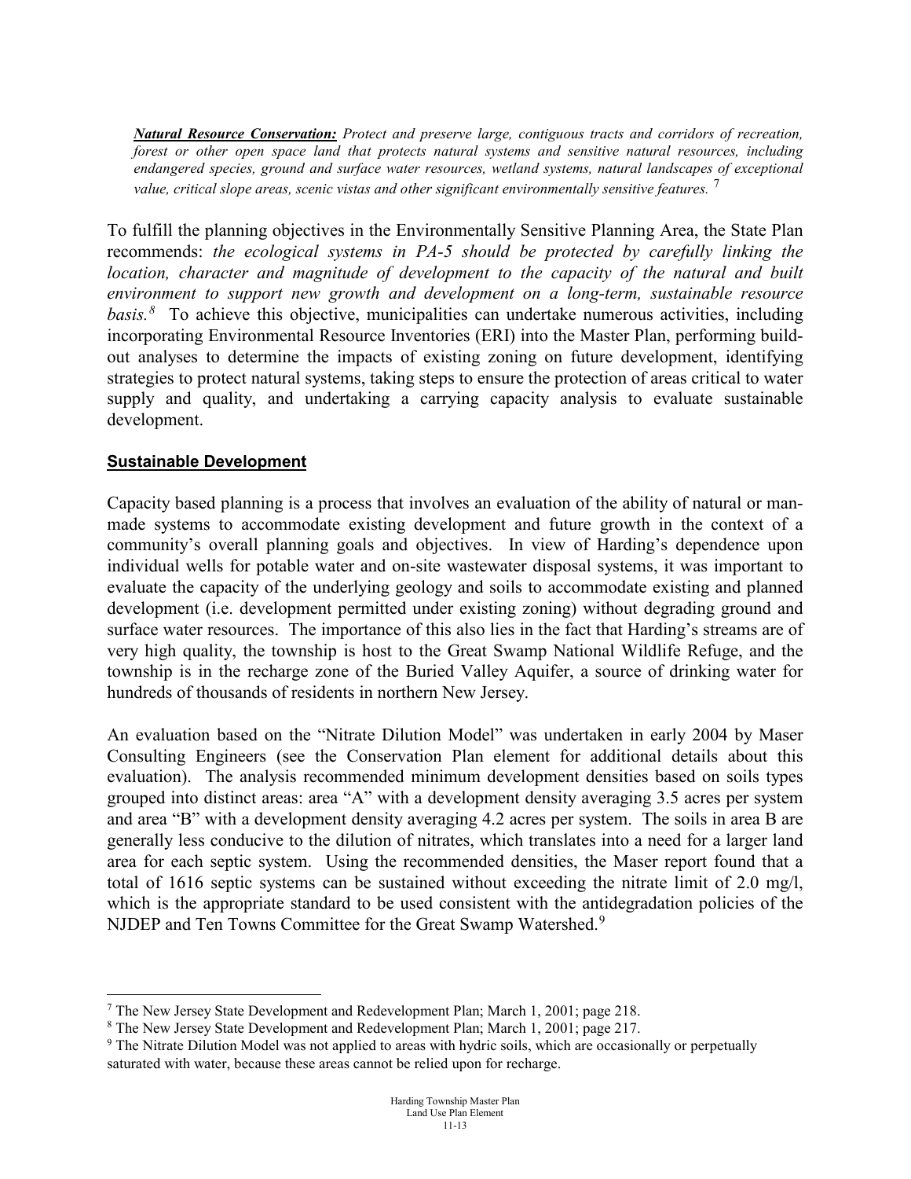***Natural Resource Conservation:*** *Protect and preserve large, contiguous tracts and corridors of recreation, forest or other open space land that protects natural systems and sensitive natural resources, including endangered species, ground and surface water resources, wetland systems, natural landscapes of exceptional value, critical slope areas, scenic vistas and other significant environmentally sensitive features.* [7]

To fulfill the planning objectives in the Environmentally Sensitive Planning Area, the State Plan recommends: *the ecological systems in PA-5 should be protected by carefully linking the location, character and magnitude of development to the capacity of the natural and built environment to support new growth and development on a long-term, sustainable resource basis.*[8] To achieve this objective, municipalities can undertake numerous activities, including incorporating Environmental Resource Inventories (ERI) into the Master Plan, performing build-out analyses to determine the impacts of existing zoning on future development, identifying strategies to protect natural systems, taking steps to ensure the protection of areas critical to water supply and quality, and undertaking a carrying capacity analysis to evaluate sustainable development.

## Sustainable Development

Capacity based planning is a process that involves an evaluation of the ability of natural or man-made systems to accommodate existing development and future growth in the context of a community's overall planning goals and objectives. In view of Harding's dependence upon individual wells for potable water and on-site wastewater disposal systems, it was important to evaluate the capacity of the underlying geology and soils to accommodate existing and planned development (i.e. development permitted under existing zoning) without degrading ground and surface water resources. The importance of this also lies in the fact that Harding's streams are of very high quality, the township is host to the Great Swamp National Wildlife Refuge, and the township is in the recharge zone of the Buried Valley Aquifer, a source of drinking water for hundreds of thousands of residents in northern New Jersey.

An evaluation based on the "Nitrate Dilution Model" was undertaken in early 2004 by Maser Consulting Engineers (see the Conservation Plan element for additional details about this evaluation). The analysis recommended minimum development densities based on soils types grouped into distinct areas: area "A" with a development density averaging 3.5 acres per system and area "B" with a development density averaging 4.2 acres per system. The soils in area B are generally less conducive to the dilution of nitrates, which translates into a need for a larger land area for each septic system. Using the recommended densities, the Maser report found that a total of 1616 septic systems can be sustained without exceeding the nitrate limit of 2.0 mg/l, which is the appropriate standard to be used consistent with the antidegradation policies of the NJDEP and Ten Towns Committee for the Great Swamp Watershed.[9]

---

[7] The New Jersey State Development and Redevelopment Plan; March 1, 2001; page 218.

[8] The New Jersey State Development and Redevelopment Plan; March 1, 2001; page 217.

[9] The Nitrate Dilution Model was not applied to areas with hydric soils, which are occasionally or perpetually saturated with water, because these areas cannot be relied upon for recharge.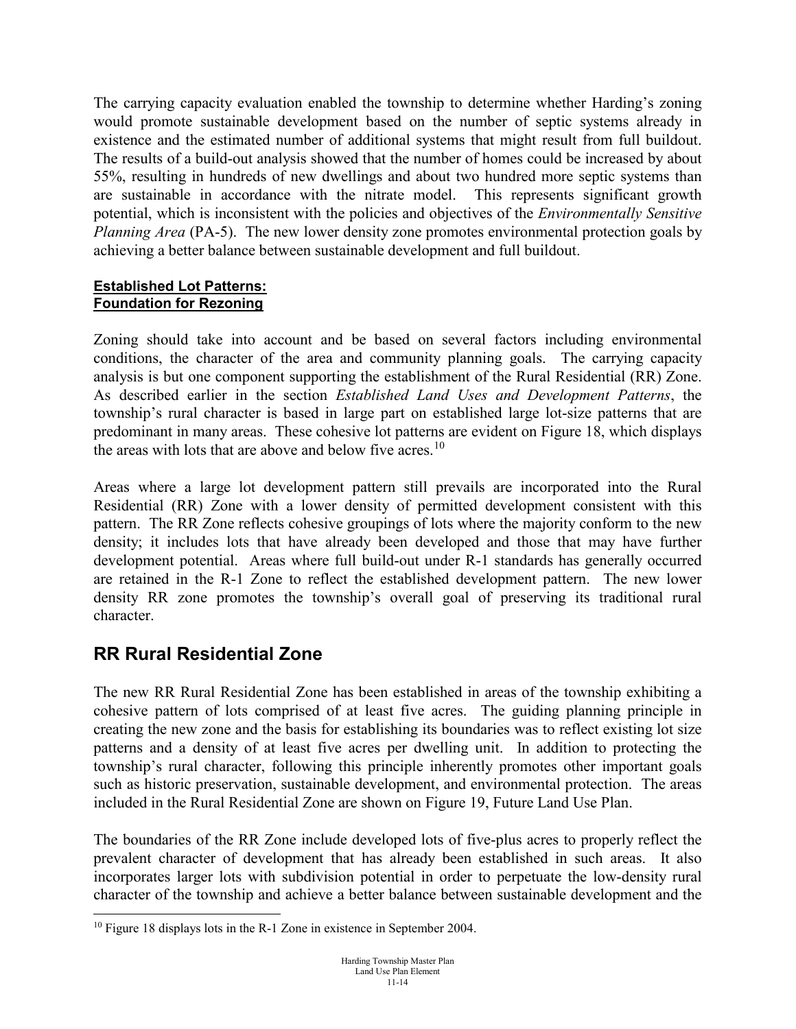The carrying capacity evaluation enabled the township to determine whether Harding's zoning would promote sustainable development based on the number of septic systems already in existence and the estimated number of additional systems that might result from full buildout. The results of a build-out analysis showed that the number of homes could be increased by about 55%, resulting in hundreds of new dwellings and about two hundred more septic systems than are sustainable in accordance with the nitrate model. This represents significant growth potential, which is inconsistent with the policies and objectives of the *Environmentally Sensitive Planning Area* (PA-5). The new lower density zone promotes environmental protection goals by achieving a better balance between sustainable development and full buildout.

**Established Lot Patterns:**
**Foundation for Rezoning**

Zoning should take into account and be based on several factors including environmental conditions, the character of the area and community planning goals. The carrying capacity analysis is but one component supporting the establishment of the Rural Residential (RR) Zone. As described earlier in the section *Established Land Uses and Development Patterns*, the township's rural character is based in large part on established large lot-size patterns that are predominant in many areas. These cohesive lot patterns are evident on Figure 18, which displays the areas with lots that are above and below five acres.[10]

Areas where a large lot development pattern still prevails are incorporated into the Rural Residential (RR) Zone with a lower density of permitted development consistent with this pattern. The RR Zone reflects cohesive groupings of lots where the majority conform to the new density; it includes lots that have already been developed and those that may have further development potential. Areas where full build-out under R-1 standards has generally occurred are retained in the R-1 Zone to reflect the established development pattern. The new lower density RR zone promotes the township's overall goal of preserving its traditional rural character.

## RR Rural Residential Zone

The new RR Rural Residential Zone has been established in areas of the township exhibiting a cohesive pattern of lots comprised of at least five acres. The guiding planning principle in creating the new zone and the basis for establishing its boundaries was to reflect existing lot size patterns and a density of at least five acres per dwelling unit. In addition to protecting the township's rural character, following this principle inherently promotes other important goals such as historic preservation, sustainable development, and environmental protection. The areas included in the Rural Residential Zone are shown on Figure 19, Future Land Use Plan.

The boundaries of the RR Zone include developed lots of five-plus acres to properly reflect the prevalent character of development that has already been established in such areas. It also incorporates larger lots with subdivision potential in order to perpetuate the low-density rural character of the township and achieve a better balance between sustainable development and the

[10] Figure 18 displays lots in the R-1 Zone in existence in September 2004.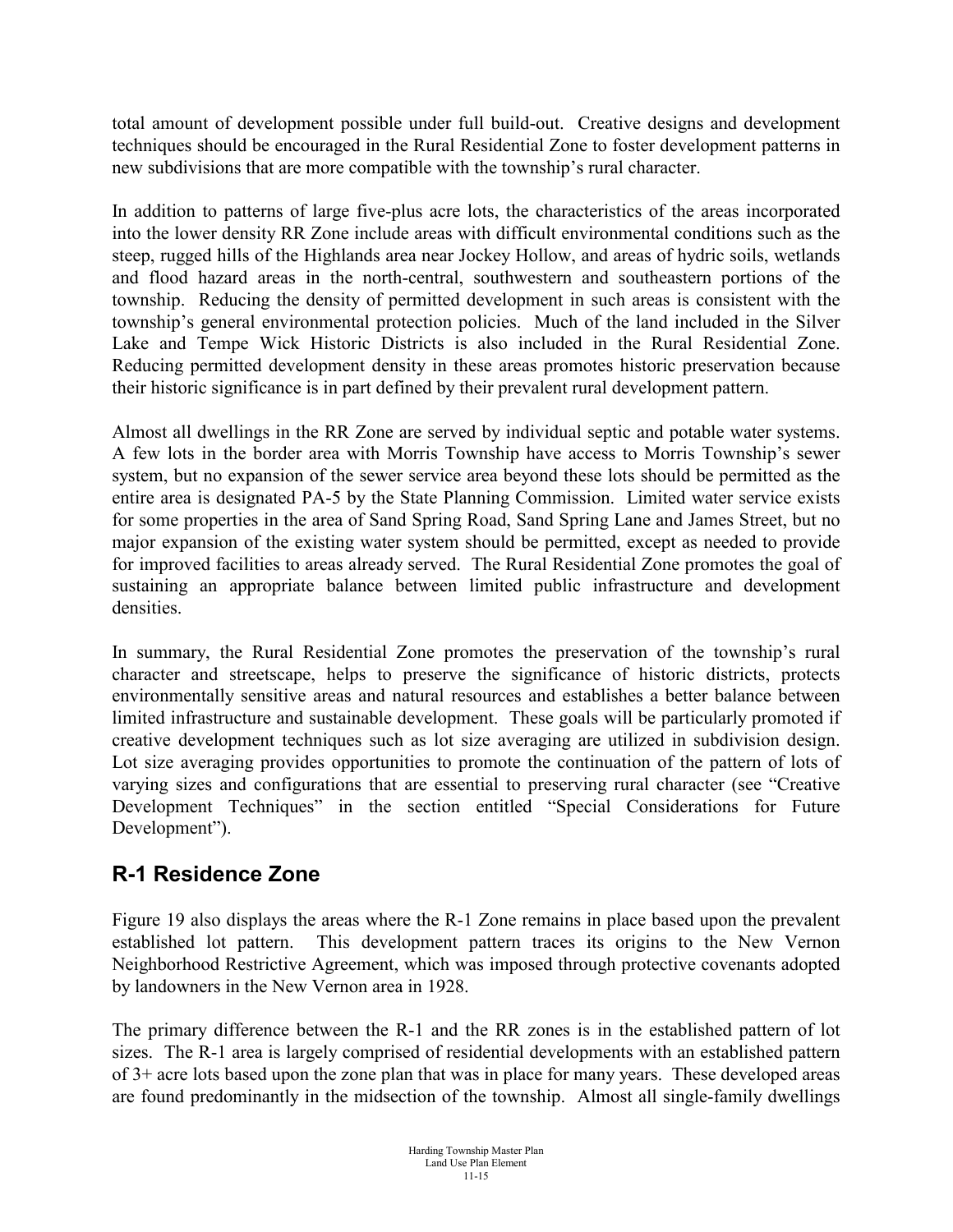total amount of development possible under full build-out. Creative designs and development techniques should be encouraged in the Rural Residential Zone to foster development patterns in new subdivisions that are more compatible with the township's rural character.

In addition to patterns of large five-plus acre lots, the characteristics of the areas incorporated into the lower density RR Zone include areas with difficult environmental conditions such as the steep, rugged hills of the Highlands area near Jockey Hollow, and areas of hydric soils, wetlands and flood hazard areas in the north-central, southwestern and southeastern portions of the township. Reducing the density of permitted development in such areas is consistent with the township's general environmental protection policies. Much of the land included in the Silver Lake and Tempe Wick Historic Districts is also included in the Rural Residential Zone. Reducing permitted development density in these areas promotes historic preservation because their historic significance is in part defined by their prevalent rural development pattern.

Almost all dwellings in the RR Zone are served by individual septic and potable water systems. A few lots in the border area with Morris Township have access to Morris Township's sewer system, but no expansion of the sewer service area beyond these lots should be permitted as the entire area is designated PA-5 by the State Planning Commission. Limited water service exists for some properties in the area of Sand Spring Road, Sand Spring Lane and James Street, but no major expansion of the existing water system should be permitted, except as needed to provide for improved facilities to areas already served. The Rural Residential Zone promotes the goal of sustaining an appropriate balance between limited public infrastructure and development densities.

In summary, the Rural Residential Zone promotes the preservation of the township's rural character and streetscape, helps to preserve the significance of historic districts, protects environmentally sensitive areas and natural resources and establishes a better balance between limited infrastructure and sustainable development. These goals will be particularly promoted if creative development techniques such as lot size averaging are utilized in subdivision design. Lot size averaging provides opportunities to promote the continuation of the pattern of lots of varying sizes and configurations that are essential to preserving rural character (see "Creative Development Techniques" in the section entitled "Special Considerations for Future Development").

## R-1 Residence Zone

Figure 19 also displays the areas where the R-1 Zone remains in place based upon the prevalent established lot pattern. This development pattern traces its origins to the New Vernon Neighborhood Restrictive Agreement, which was imposed through protective covenants adopted by landowners in the New Vernon area in 1928.

The primary difference between the R-1 and the RR zones is in the established pattern of lot sizes. The R-1 area is largely comprised of residential developments with an established pattern of 3+ acre lots based upon the zone plan that was in place for many years. These developed areas are found predominantly in the midsection of the township. Almost all single-family dwellings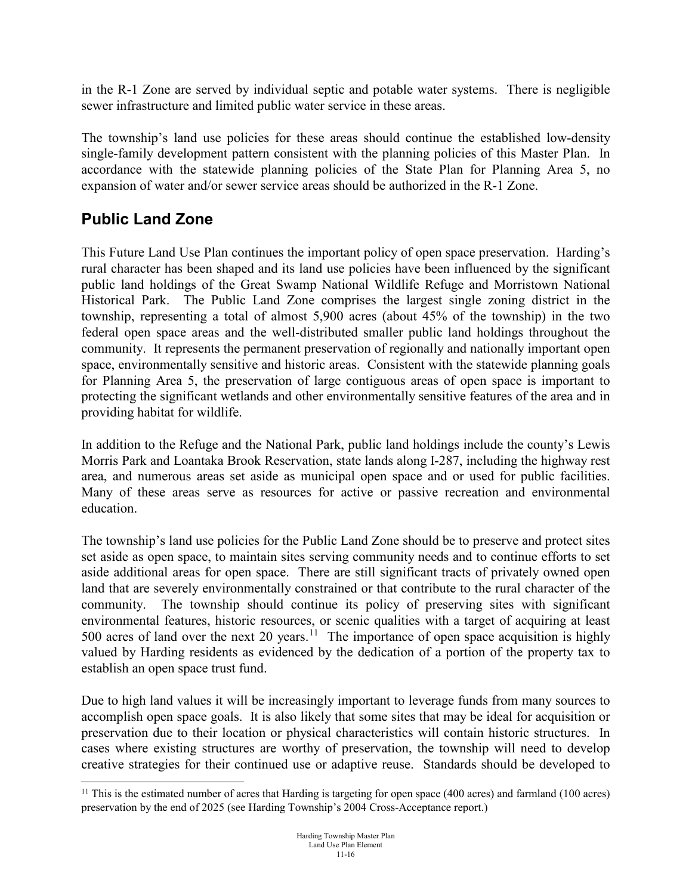in the R-1 Zone are served by individual septic and potable water systems. There is negligible sewer infrastructure and limited public water service in these areas.

The township's land use policies for these areas should continue the established low-density single-family development pattern consistent with the planning policies of this Master Plan. In accordance with the statewide planning policies of the State Plan for Planning Area 5, no expansion of water and/or sewer service areas should be authorized in the R-1 Zone.

## Public Land Zone

This Future Land Use Plan continues the important policy of open space preservation. Harding's rural character has been shaped and its land use policies have been influenced by the significant public land holdings of the Great Swamp National Wildlife Refuge and Morristown National Historical Park. The Public Land Zone comprises the largest single zoning district in the township, representing a total of almost 5,900 acres (about 45% of the township) in the two federal open space areas and the well-distributed smaller public land holdings throughout the community. It represents the permanent preservation of regionally and nationally important open space, environmentally sensitive and historic areas. Consistent with the statewide planning goals for Planning Area 5, the preservation of large contiguous areas of open space is important to protecting the significant wetlands and other environmentally sensitive features of the area and in providing habitat for wildlife.

In addition to the Refuge and the National Park, public land holdings include the county's Lewis Morris Park and Loantaka Brook Reservation, state lands along I-287, including the highway rest area, and numerous areas set aside as municipal open space and or used for public facilities. Many of these areas serve as resources for active or passive recreation and environmental education.

The township's land use policies for the Public Land Zone should be to preserve and protect sites set aside as open space, to maintain sites serving community needs and to continue efforts to set aside additional areas for open space. There are still significant tracts of privately owned open land that are severely environmentally constrained or that contribute to the rural character of the community. The township should continue its policy of preserving sites with significant environmental features, historic resources, or scenic qualities with a target of acquiring at least 500 acres of land over the next 20 years.[11] The importance of open space acquisition is highly valued by Harding residents as evidenced by the dedication of a portion of the property tax to establish an open space trust fund.

Due to high land values it will be increasingly important to leverage funds from many sources to accomplish open space goals. It is also likely that some sites that may be ideal for acquisition or preservation due to their location or physical characteristics will contain historic structures. In cases where existing structures are worthy of preservation, the township will need to develop creative strategies for their continued use or adaptive reuse. Standards should be developed to

---

[11] This is the estimated number of acres that Harding is targeting for open space (400 acres) and farmland (100 acres) preservation by the end of 2025 (see Harding Township's 2004 Cross-Acceptance report.)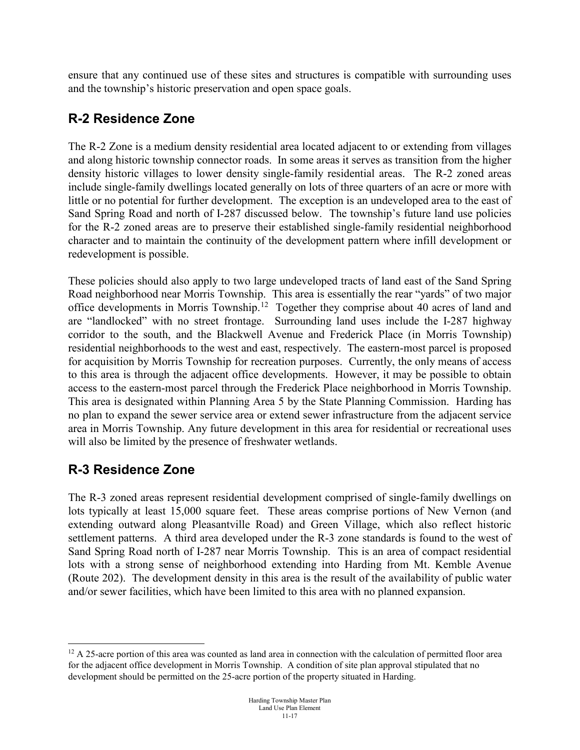ensure that any continued use of these sites and structures is compatible with surrounding uses and the township's historic preservation and open space goals.

## R-2 Residence Zone

The R-2 Zone is a medium density residential area located adjacent to or extending from villages and along historic township connector roads. In some areas it serves as transition from the higher density historic villages to lower density single-family residential areas. The R-2 zoned areas include single-family dwellings located generally on lots of three quarters of an acre or more with little or no potential for further development. The exception is an undeveloped area to the east of Sand Spring Road and north of I-287 discussed below. The township's future land use policies for the R-2 zoned areas are to preserve their established single-family residential neighborhood character and to maintain the continuity of the development pattern where infill development or redevelopment is possible.

These policies should also apply to two large undeveloped tracts of land east of the Sand Spring Road neighborhood near Morris Township. This area is essentially the rear "yards" of two major office developments in Morris Township.[12] Together they comprise about 40 acres of land and are "landlocked" with no street frontage. Surrounding land uses include the I-287 highway corridor to the south, and the Blackwell Avenue and Frederick Place (in Morris Township) residential neighborhoods to the west and east, respectively. The eastern-most parcel is proposed for acquisition by Morris Township for recreation purposes. Currently, the only means of access to this area is through the adjacent office developments. However, it may be possible to obtain access to the eastern-most parcel through the Frederick Place neighborhood in Morris Township. This area is designated within Planning Area 5 by the State Planning Commission. Harding has no plan to expand the sewer service area or extend sewer infrastructure from the adjacent service area in Morris Township. Any future development in this area for residential or recreational uses will also be limited by the presence of freshwater wetlands.

## R-3 Residence Zone

The R-3 zoned areas represent residential development comprised of single-family dwellings on lots typically at least 15,000 square feet. These areas comprise portions of New Vernon (and extending outward along Pleasantville Road) and Green Village, which also reflect historic settlement patterns. A third area developed under the R-3 zone standards is found to the west of Sand Spring Road north of I-287 near Morris Township. This is an area of compact residential lots with a strong sense of neighborhood extending into Harding from Mt. Kemble Avenue (Route 202). The development density in this area is the result of the availability of public water and/or sewer facilities, which have been limited to this area with no planned expansion.

[12] A 25-acre portion of this area was counted as land area in connection with the calculation of permitted floor area for the adjacent office development in Morris Township. A condition of site plan approval stipulated that no development should be permitted on the 25-acre portion of the property situated in Harding.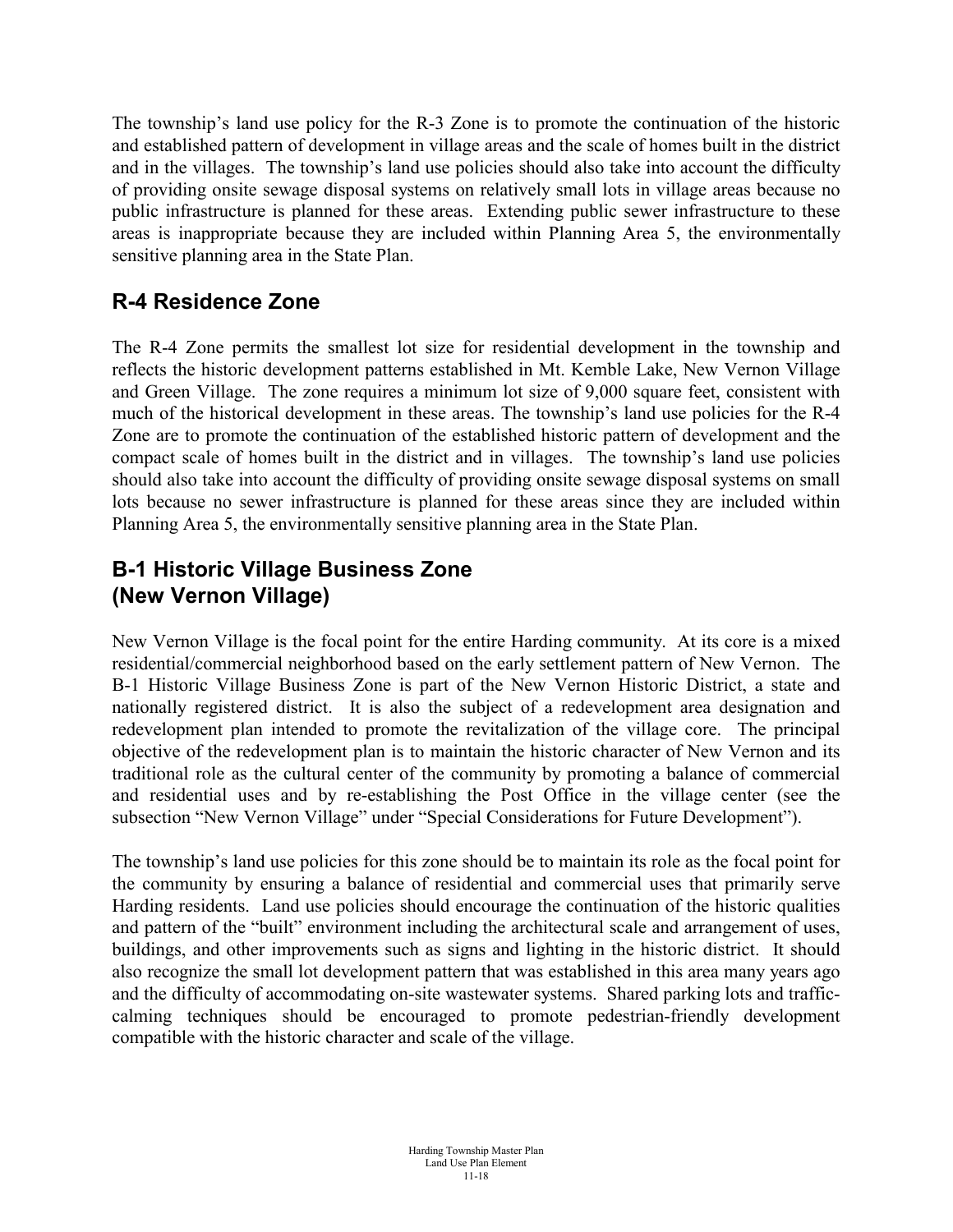The township's land use policy for the R-3 Zone is to promote the continuation of the historic and established pattern of development in village areas and the scale of homes built in the district and in the villages. The township's land use policies should also take into account the difficulty of providing onsite sewage disposal systems on relatively small lots in village areas because no public infrastructure is planned for these areas. Extending public sewer infrastructure to these areas is inappropriate because they are included within Planning Area 5, the environmentally sensitive planning area in the State Plan.

## R-4 Residence Zone

The R-4 Zone permits the smallest lot size for residential development in the township and reflects the historic development patterns established in Mt. Kemble Lake, New Vernon Village and Green Village. The zone requires a minimum lot size of 9,000 square feet, consistent with much of the historical development in these areas. The township's land use policies for the R-4 Zone are to promote the continuation of the established historic pattern of development and the compact scale of homes built in the district and in villages. The township's land use policies should also take into account the difficulty of providing onsite sewage disposal systems on small lots because no sewer infrastructure is planned for these areas since they are included within Planning Area 5, the environmentally sensitive planning area in the State Plan.

## B-1 Historic Village Business Zone (New Vernon Village)

New Vernon Village is the focal point for the entire Harding community. At its core is a mixed residential/commercial neighborhood based on the early settlement pattern of New Vernon. The B-1 Historic Village Business Zone is part of the New Vernon Historic District, a state and nationally registered district. It is also the subject of a redevelopment area designation and redevelopment plan intended to promote the revitalization of the village core. The principal objective of the redevelopment plan is to maintain the historic character of New Vernon and its traditional role as the cultural center of the community by promoting a balance of commercial and residential uses and by re-establishing the Post Office in the village center (see the subsection "New Vernon Village" under "Special Considerations for Future Development").

The township's land use policies for this zone should be to maintain its role as the focal point for the community by ensuring a balance of residential and commercial uses that primarily serve Harding residents. Land use policies should encourage the continuation of the historic qualities and pattern of the "built" environment including the architectural scale and arrangement of uses, buildings, and other improvements such as signs and lighting in the historic district. It should also recognize the small lot development pattern that was established in this area many years ago and the difficulty of accommodating on-site wastewater systems. Shared parking lots and traffic-calming techniques should be encouraged to promote pedestrian-friendly development compatible with the historic character and scale of the village.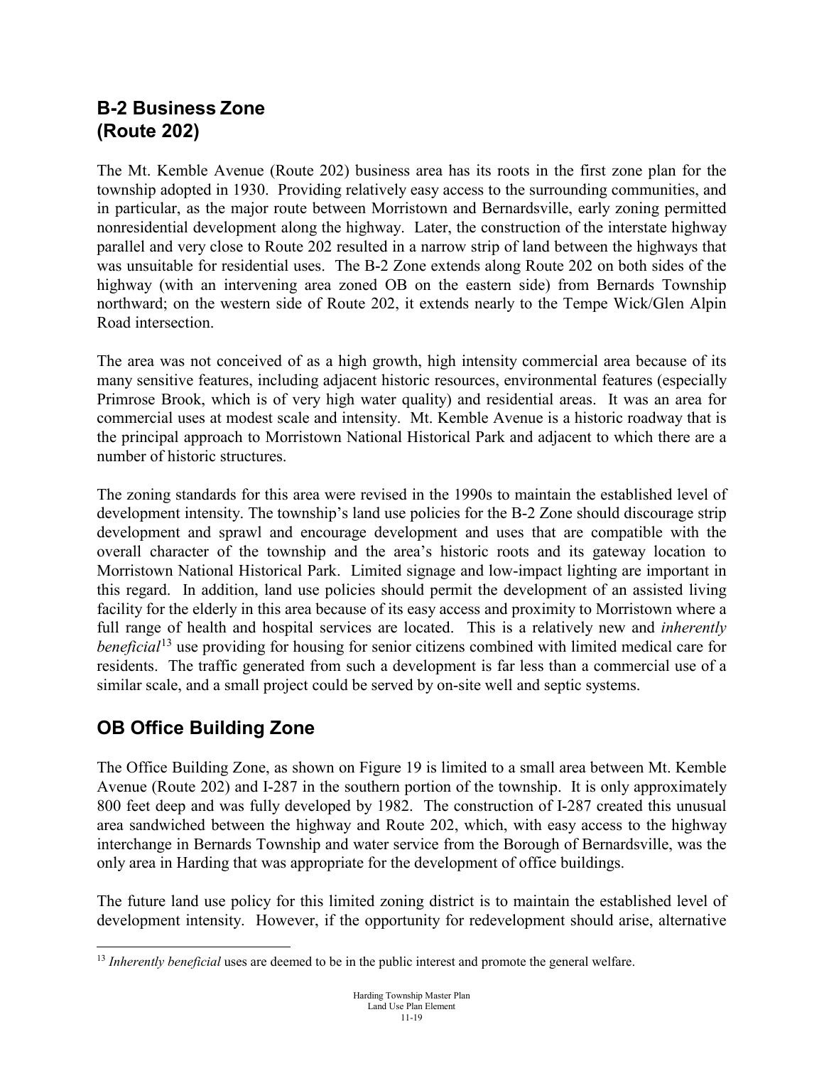## B-2 Business Zone (Route 202)

The Mt. Kemble Avenue (Route 202) business area has its roots in the first zone plan for the township adopted in 1930. Providing relatively easy access to the surrounding communities, and in particular, as the major route between Morristown and Bernardsville, early zoning permitted nonresidential development along the highway. Later, the construction of the interstate highway parallel and very close to Route 202 resulted in a narrow strip of land between the highways that was unsuitable for residential uses. The B-2 Zone extends along Route 202 on both sides of the highway (with an intervening area zoned OB on the eastern side) from Bernards Township northward; on the western side of Route 202, it extends nearly to the Tempe Wick/Glen Alpin Road intersection.

The area was not conceived of as a high growth, high intensity commercial area because of its many sensitive features, including adjacent historic resources, environmental features (especially Primrose Brook, which is of very high water quality) and residential areas. It was an area for commercial uses at modest scale and intensity. Mt. Kemble Avenue is a historic roadway that is the principal approach to Morristown National Historical Park and adjacent to which there are a number of historic structures.

The zoning standards for this area were revised in the 1990s to maintain the established level of development intensity. The township's land use policies for the B-2 Zone should discourage strip development and sprawl and encourage development and uses that are compatible with the overall character of the township and the area's historic roots and its gateway location to Morristown National Historical Park. Limited signage and low-impact lighting are important in this regard. In addition, land use policies should permit the development of an assisted living facility for the elderly in this area because of its easy access and proximity to Morristown where a full range of health and hospital services are located. This is a relatively new and *inherently beneficial*[13] use providing for housing for senior citizens combined with limited medical care for residents. The traffic generated from such a development is far less than a commercial use of a similar scale, and a small project could be served by on-site well and septic systems.

## OB Office Building Zone

The Office Building Zone, as shown on Figure 19 is limited to a small area between Mt. Kemble Avenue (Route 202) and I-287 in the southern portion of the township. It is only approximately 800 feet deep and was fully developed by 1982. The construction of I-287 created this unusual area sandwiched between the highway and Route 202, which, with easy access to the highway interchange in Bernards Township and water service from the Borough of Bernardsville, was the only area in Harding that was appropriate for the development of office buildings.

The future land use policy for this limited zoning district is to maintain the established level of development intensity. However, if the opportunity for redevelopment should arise, alternative

[13] *Inherently beneficial* uses are deemed to be in the public interest and promote the general welfare.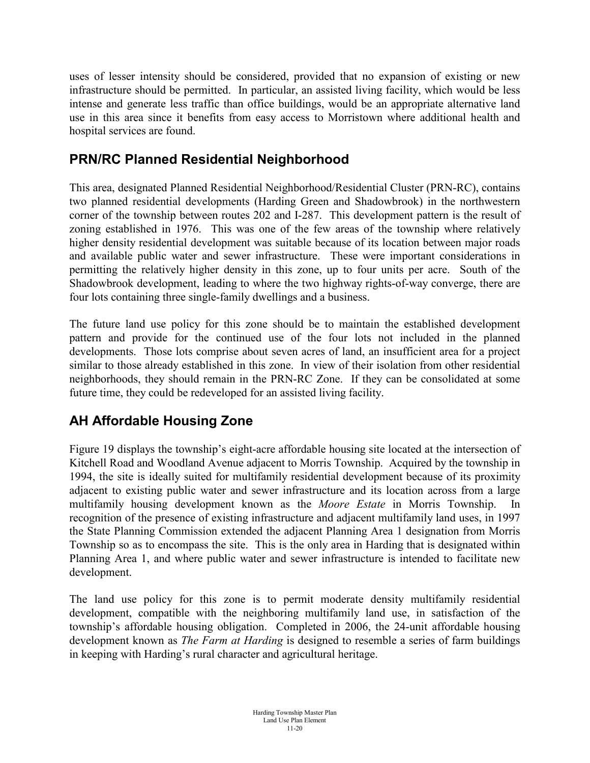uses of lesser intensity should be considered, provided that no expansion of existing or new infrastructure should be permitted. In particular, an assisted living facility, which would be less intense and generate less traffic than office buildings, would be an appropriate alternative land use in this area since it benefits from easy access to Morristown where additional health and hospital services are found.

## PRN/RC Planned Residential Neighborhood

This area, designated Planned Residential Neighborhood/Residential Cluster (PRN-RC), contains two planned residential developments (Harding Green and Shadowbrook) in the northwestern corner of the township between routes 202 and I-287. This development pattern is the result of zoning established in 1976. This was one of the few areas of the township where relatively higher density residential development was suitable because of its location between major roads and available public water and sewer infrastructure. These were important considerations in permitting the relatively higher density in this zone, up to four units per acre. South of the Shadowbrook development, leading to where the two highway rights-of-way converge, there are four lots containing three single-family dwellings and a business.

The future land use policy for this zone should be to maintain the established development pattern and provide for the continued use of the four lots not included in the planned developments. Those lots comprise about seven acres of land, an insufficient area for a project similar to those already established in this zone. In view of their isolation from other residential neighborhoods, they should remain in the PRN-RC Zone. If they can be consolidated at some future time, they could be redeveloped for an assisted living facility.

## AH Affordable Housing Zone

Figure 19 displays the township's eight-acre affordable housing site located at the intersection of Kitchell Road and Woodland Avenue adjacent to Morris Township. Acquired by the township in 1994, the site is ideally suited for multifamily residential development because of its proximity adjacent to existing public water and sewer infrastructure and its location across from a large multifamily housing development known as the *Moore Estate* in Morris Township. In recognition of the presence of existing infrastructure and adjacent multifamily land uses, in 1997 the State Planning Commission extended the adjacent Planning Area 1 designation from Morris Township so as to encompass the site. This is the only area in Harding that is designated within Planning Area 1, and where public water and sewer infrastructure is intended to facilitate new development.

The land use policy for this zone is to permit moderate density multifamily residential development, compatible with the neighboring multifamily land use, in satisfaction of the township's affordable housing obligation. Completed in 2006, the 24-unit affordable housing development known as *The Farm at Harding* is designed to resemble a series of farm buildings in keeping with Harding's rural character and agricultural heritage.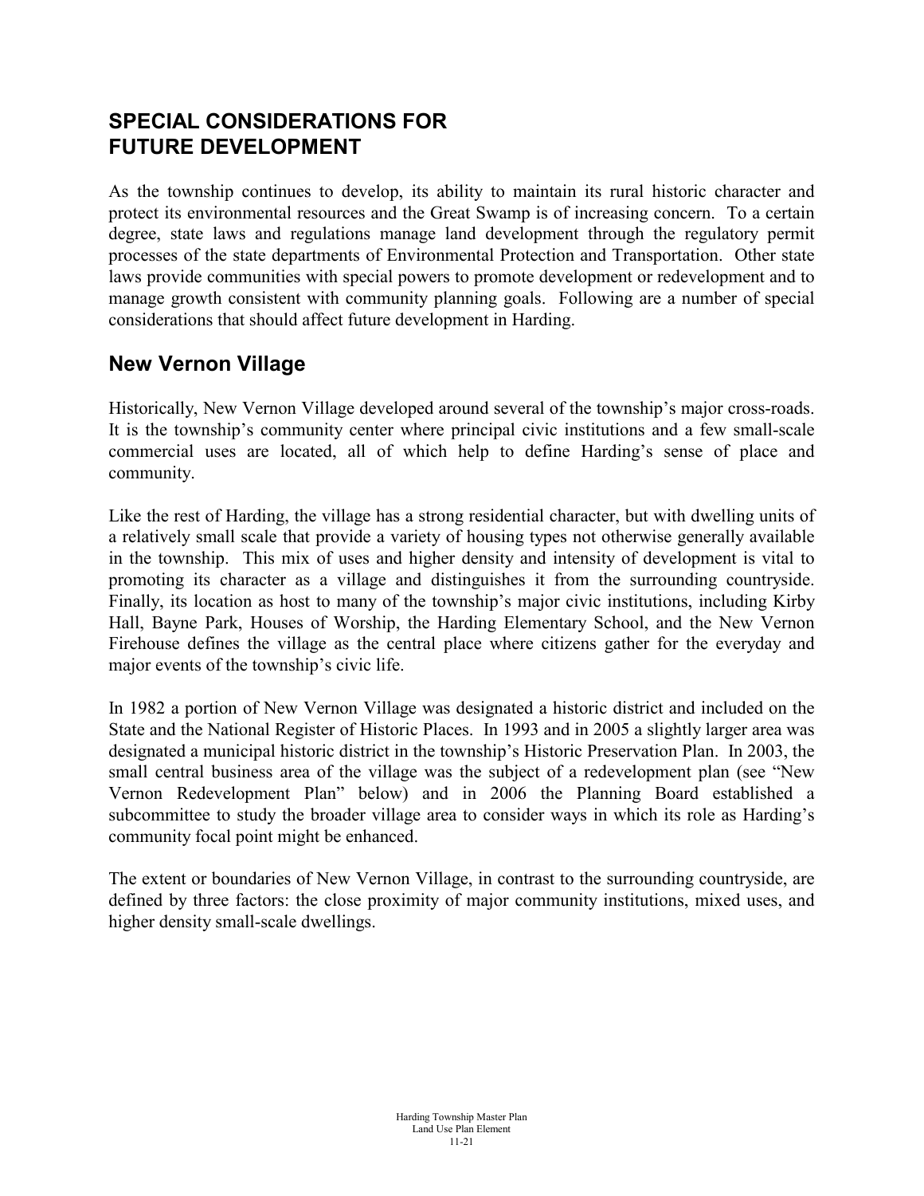# SPECIAL CONSIDERATIONS FOR FUTURE DEVELOPMENT

As the township continues to develop, its ability to maintain its rural historic character and protect its environmental resources and the Great Swamp is of increasing concern. To a certain degree, state laws and regulations manage land development through the regulatory permit processes of the state departments of Environmental Protection and Transportation. Other state laws provide communities with special powers to promote development or redevelopment and to manage growth consistent with community planning goals. Following are a number of special considerations that should affect future development in Harding.

## New Vernon Village

Historically, New Vernon Village developed around several of the township's major cross-roads. It is the township's community center where principal civic institutions and a few small-scale commercial uses are located, all of which help to define Harding's sense of place and community.

Like the rest of Harding, the village has a strong residential character, but with dwelling units of a relatively small scale that provide a variety of housing types not otherwise generally available in the township. This mix of uses and higher density and intensity of development is vital to promoting its character as a village and distinguishes it from the surrounding countryside. Finally, its location as host to many of the township's major civic institutions, including Kirby Hall, Bayne Park, Houses of Worship, the Harding Elementary School, and the New Vernon Firehouse defines the village as the central place where citizens gather for the everyday and major events of the township's civic life.

In 1982 a portion of New Vernon Village was designated a historic district and included on the State and the National Register of Historic Places. In 1993 and in 2005 a slightly larger area was designated a municipal historic district in the township's Historic Preservation Plan. In 2003, the small central business area of the village was the subject of a redevelopment plan (see "New Vernon Redevelopment Plan" below) and in 2006 the Planning Board established a subcommittee to study the broader village area to consider ways in which its role as Harding's community focal point might be enhanced.

The extent or boundaries of New Vernon Village, in contrast to the surrounding countryside, are defined by three factors: the close proximity of major community institutions, mixed uses, and higher density small-scale dwellings.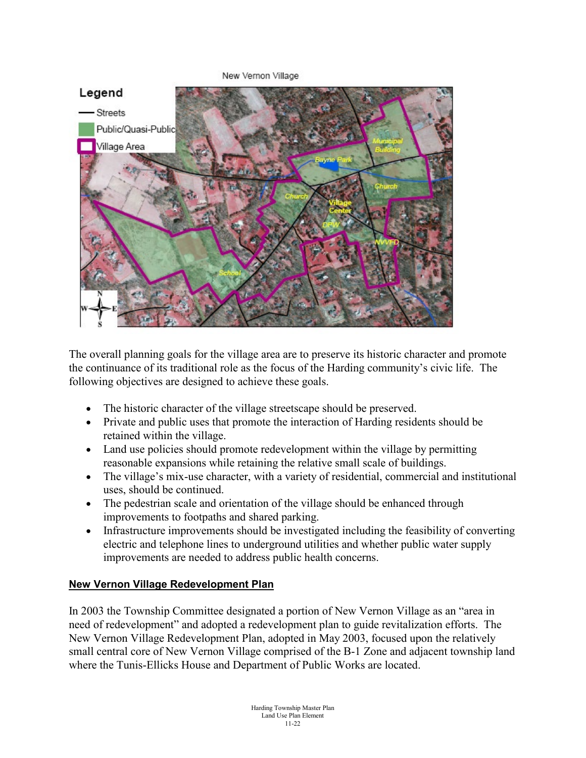The overall planning goals for the village area are to preserve its historic character and promote the continuance of its traditional role as the focus of the Harding community's civic life. The following objectives are designed to achieve these goals.

- The historic character of the village streetscape should be preserved.
- Private and public uses that promote the interaction of Harding residents should be retained within the village.
- Land use policies should promote redevelopment within the village by permitting reasonable expansions while retaining the relative small scale of buildings.
- The village's mix-use character, with a variety of residential, commercial and institutional uses, should be continued.
- The pedestrian scale and orientation of the village should be enhanced through improvements to footpaths and shared parking.
- Infrastructure improvements should be investigated including the feasibility of converting electric and telephone lines to underground utilities and whether public water supply improvements are needed to address public health concerns.

## New Vernon Village Redevelopment Plan

In 2003 the Township Committee designated a portion of New Vernon Village as an "area in need of redevelopment" and adopted a redevelopment plan to guide revitalization efforts. The New Vernon Village Redevelopment Plan, adopted in May 2003, focused upon the relatively small central core of New Vernon Village comprised of the B-1 Zone and adjacent township land where the Tunis-Ellicks House and Department of Public Works are located.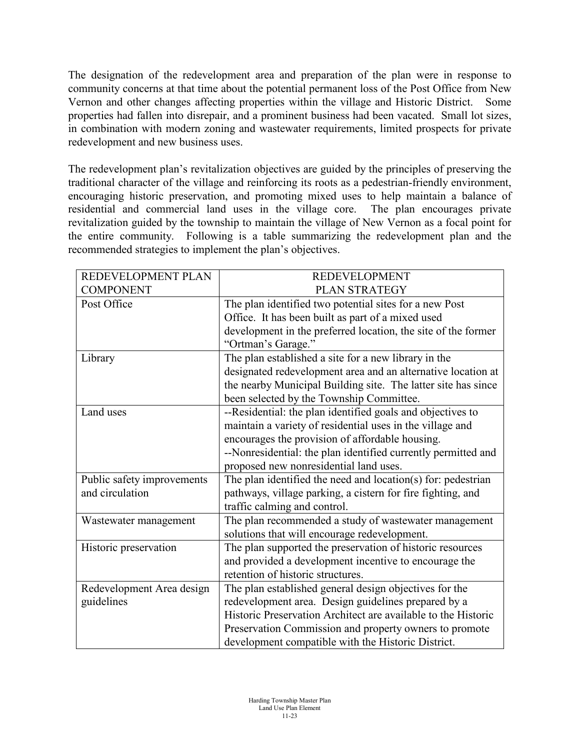The designation of the redevelopment area and preparation of the plan were in response to community concerns at that time about the potential permanent loss of the Post Office from New Vernon and other changes affecting properties within the village and Historic District. Some properties had fallen into disrepair, and a prominent business had been vacated. Small lot sizes, in combination with modern zoning and wastewater requirements, limited prospects for private redevelopment and new business uses.

The redevelopment plan's revitalization objectives are guided by the principles of preserving the traditional character of the village and reinforcing its roots as a pedestrian-friendly environment, encouraging historic preservation, and promoting mixed uses to help maintain a balance of residential and commercial land uses in the village core. The plan encourages private revitalization guided by the township to maintain the village of New Vernon as a focal point for the entire community. Following is a table summarizing the redevelopment plan and the recommended strategies to implement the plan's objectives.

| REDEVELOPMENT PLAN COMPONENT | REDEVELOPMENT PLAN STRATEGY |
|---|---|
| Post Office | The plan identified two potential sites for a new Post Office. It has been built as part of a mixed used development in the preferred location, the site of the former "Ortman's Garage." |
| Library | The plan established a site for a new library in the designated redevelopment area and an alternative location at the nearby Municipal Building site. The latter site has since been selected by the Township Committee. |
| Land uses | --Residential: the plan identified goals and objectives to maintain a variety of residential uses in the village and encourages the provision of affordable housing. --Nonresidential: the plan identified currently permitted and proposed new nonresidential land uses. |
| Public safety improvements and circulation | The plan identified the need and location(s) for: pedestrian pathways, village parking, a cistern for fire fighting, and traffic calming and control. |
| Wastewater management | The plan recommended a study of wastewater management solutions that will encourage redevelopment. |
| Historic preservation | The plan supported the preservation of historic resources and provided a development incentive to encourage the retention of historic structures. |
| Redevelopment Area design guidelines | The plan established general design objectives for the redevelopment area. Design guidelines prepared by a Historic Preservation Architect are available to the Historic Preservation Commission and property owners to promote development compatible with the Historic District. |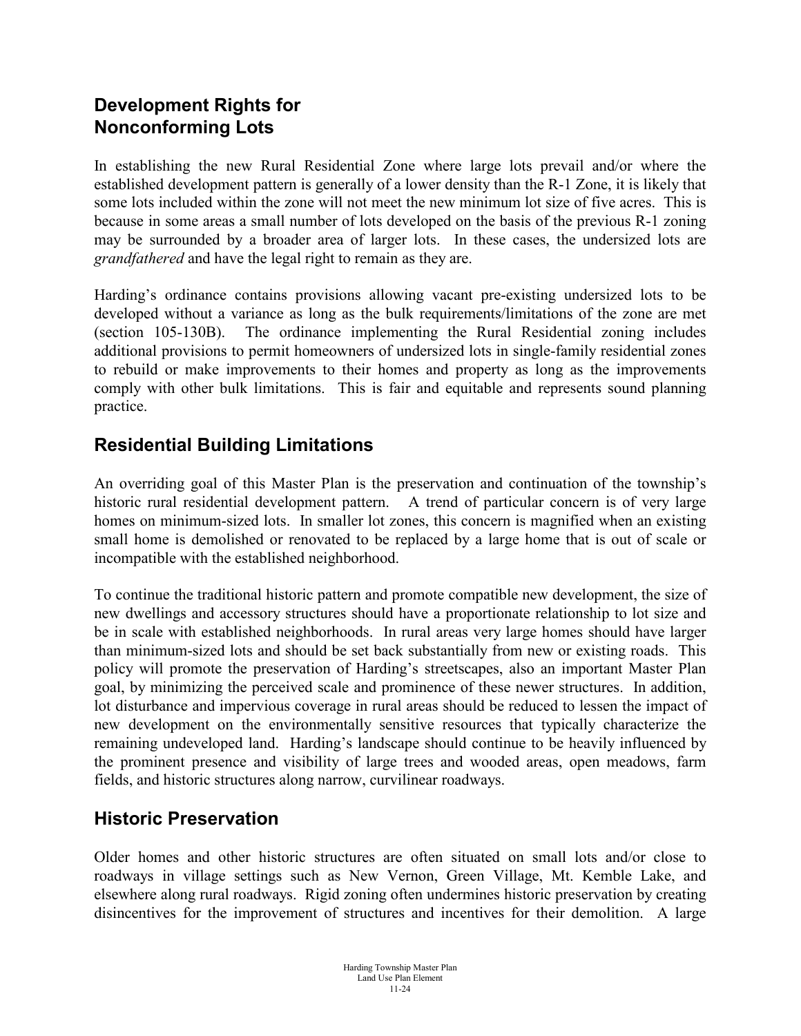## Development Rights for Nonconforming Lots

In establishing the new Rural Residential Zone where large lots prevail and/or where the established development pattern is generally of a lower density than the R-1 Zone, it is likely that some lots included within the zone will not meet the new minimum lot size of five acres. This is because in some areas a small number of lots developed on the basis of the previous R-1 zoning may be surrounded by a broader area of larger lots. In these cases, the undersized lots are *grandfathered* and have the legal right to remain as they are.

Harding's ordinance contains provisions allowing vacant pre-existing undersized lots to be developed without a variance as long as the bulk requirements/limitations of the zone are met (section 105-130B). The ordinance implementing the Rural Residential zoning includes additional provisions to permit homeowners of undersized lots in single-family residential zones to rebuild or make improvements to their homes and property as long as the improvements comply with other bulk limitations. This is fair and equitable and represents sound planning practice.

## Residential Building Limitations

An overriding goal of this Master Plan is the preservation and continuation of the township's historic rural residential development pattern. A trend of particular concern is of very large homes on minimum-sized lots. In smaller lot zones, this concern is magnified when an existing small home is demolished or renovated to be replaced by a large home that is out of scale or incompatible with the established neighborhood.

To continue the traditional historic pattern and promote compatible new development, the size of new dwellings and accessory structures should have a proportionate relationship to lot size and be in scale with established neighborhoods. In rural areas very large homes should have larger than minimum-sized lots and should be set back substantially from new or existing roads. This policy will promote the preservation of Harding's streetscapes, also an important Master Plan goal, by minimizing the perceived scale and prominence of these newer structures. In addition, lot disturbance and impervious coverage in rural areas should be reduced to lessen the impact of new development on the environmentally sensitive resources that typically characterize the remaining undeveloped land. Harding's landscape should continue to be heavily influenced by the prominent presence and visibility of large trees and wooded areas, open meadows, farm fields, and historic structures along narrow, curvilinear roadways.

## Historic Preservation

Older homes and other historic structures are often situated on small lots and/or close to roadways in village settings such as New Vernon, Green Village, Mt. Kemble Lake, and elsewhere along rural roadways. Rigid zoning often undermines historic preservation by creating disincentives for the improvement of structures and incentives for their demolition. A large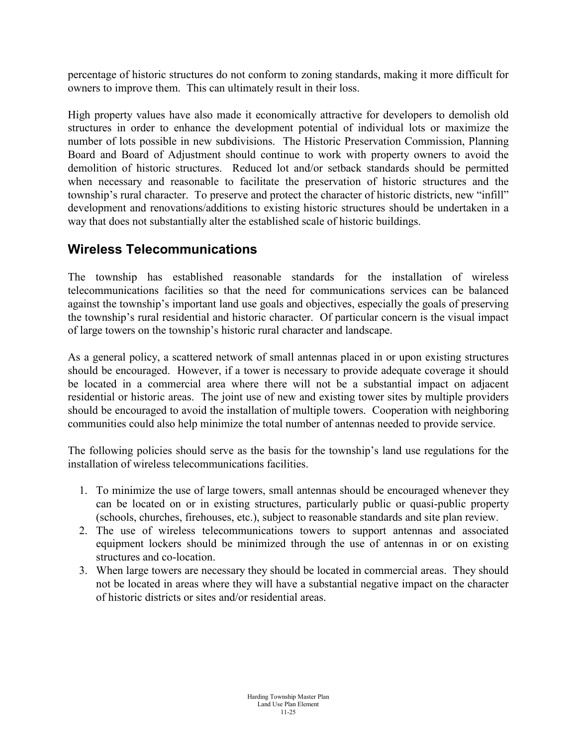percentage of historic structures do not conform to zoning standards, making it more difficult for owners to improve them. This can ultimately result in their loss.

High property values have also made it economically attractive for developers to demolish old structures in order to enhance the development potential of individual lots or maximize the number of lots possible in new subdivisions. The Historic Preservation Commission, Planning Board and Board of Adjustment should continue to work with property owners to avoid the demolition of historic structures. Reduced lot and/or setback standards should be permitted when necessary and reasonable to facilitate the preservation of historic structures and the township's rural character. To preserve and protect the character of historic districts, new "infill" development and renovations/additions to existing historic structures should be undertaken in a way that does not substantially alter the established scale of historic buildings.

## Wireless Telecommunications

The township has established reasonable standards for the installation of wireless telecommunications facilities so that the need for communications services can be balanced against the township's important land use goals and objectives, especially the goals of preserving the township's rural residential and historic character. Of particular concern is the visual impact of large towers on the township's historic rural character and landscape.

As a general policy, a scattered network of small antennas placed in or upon existing structures should be encouraged. However, if a tower is necessary to provide adequate coverage it should be located in a commercial area where there will not be a substantial impact on adjacent residential or historic areas. The joint use of new and existing tower sites by multiple providers should be encouraged to avoid the installation of multiple towers. Cooperation with neighboring communities could also help minimize the total number of antennas needed to provide service.

The following policies should serve as the basis for the township's land use regulations for the installation of wireless telecommunications facilities.

1. To minimize the use of large towers, small antennas should be encouraged whenever they can be located on or in existing structures, particularly public or quasi-public property (schools, churches, firehouses, etc.), subject to reasonable standards and site plan review.
2. The use of wireless telecommunications towers to support antennas and associated equipment lockers should be minimized through the use of antennas in or on existing structures and co-location.
3. When large towers are necessary they should be located in commercial areas. They should not be located in areas where they will have a substantial negative impact on the character of historic districts or sites and/or residential areas.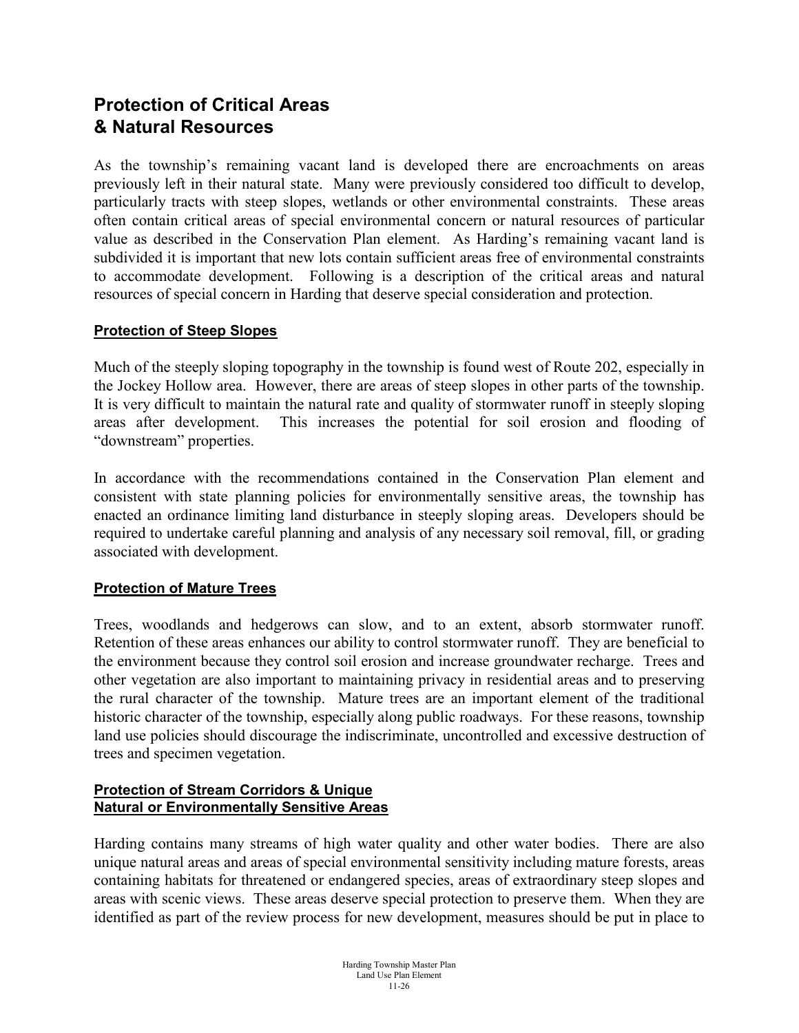# Protection of Critical Areas & Natural Resources

As the township's remaining vacant land is developed there are encroachments on areas previously left in their natural state. Many were previously considered too difficult to develop, particularly tracts with steep slopes, wetlands or other environmental constraints. These areas often contain critical areas of special environmental concern or natural resources of particular value as described in the Conservation Plan element. As Harding's remaining vacant land is subdivided it is important that new lots contain sufficient areas free of environmental constraints to accommodate development. Following is a description of the critical areas and natural resources of special concern in Harding that deserve special consideration and protection.

## Protection of Steep Slopes

Much of the steeply sloping topography in the township is found west of Route 202, especially in the Jockey Hollow area. However, there are areas of steep slopes in other parts of the township. It is very difficult to maintain the natural rate and quality of stormwater runoff in steeply sloping areas after development. This increases the potential for soil erosion and flooding of "downstream" properties.

In accordance with the recommendations contained in the Conservation Plan element and consistent with state planning policies for environmentally sensitive areas, the township has enacted an ordinance limiting land disturbance in steeply sloping areas. Developers should be required to undertake careful planning and analysis of any necessary soil removal, fill, or grading associated with development.

## Protection of Mature Trees

Trees, woodlands and hedgerows can slow, and to an extent, absorb stormwater runoff. Retention of these areas enhances our ability to control stormwater runoff. They are beneficial to the environment because they control soil erosion and increase groundwater recharge. Trees and other vegetation are also important to maintaining privacy in residential areas and to preserving the rural character of the township. Mature trees are an important element of the traditional historic character of the township, especially along public roadways. For these reasons, township land use policies should discourage the indiscriminate, uncontrolled and excessive destruction of trees and specimen vegetation.

## Protection of Stream Corridors & Unique Natural or Environmentally Sensitive Areas

Harding contains many streams of high water quality and other water bodies. There are also unique natural areas and areas of special environmental sensitivity including mature forests, areas containing habitats for threatened or endangered species, areas of extraordinary steep slopes and areas with scenic views. These areas deserve special protection to preserve them. When they are identified as part of the review process for new development, measures should be put in place to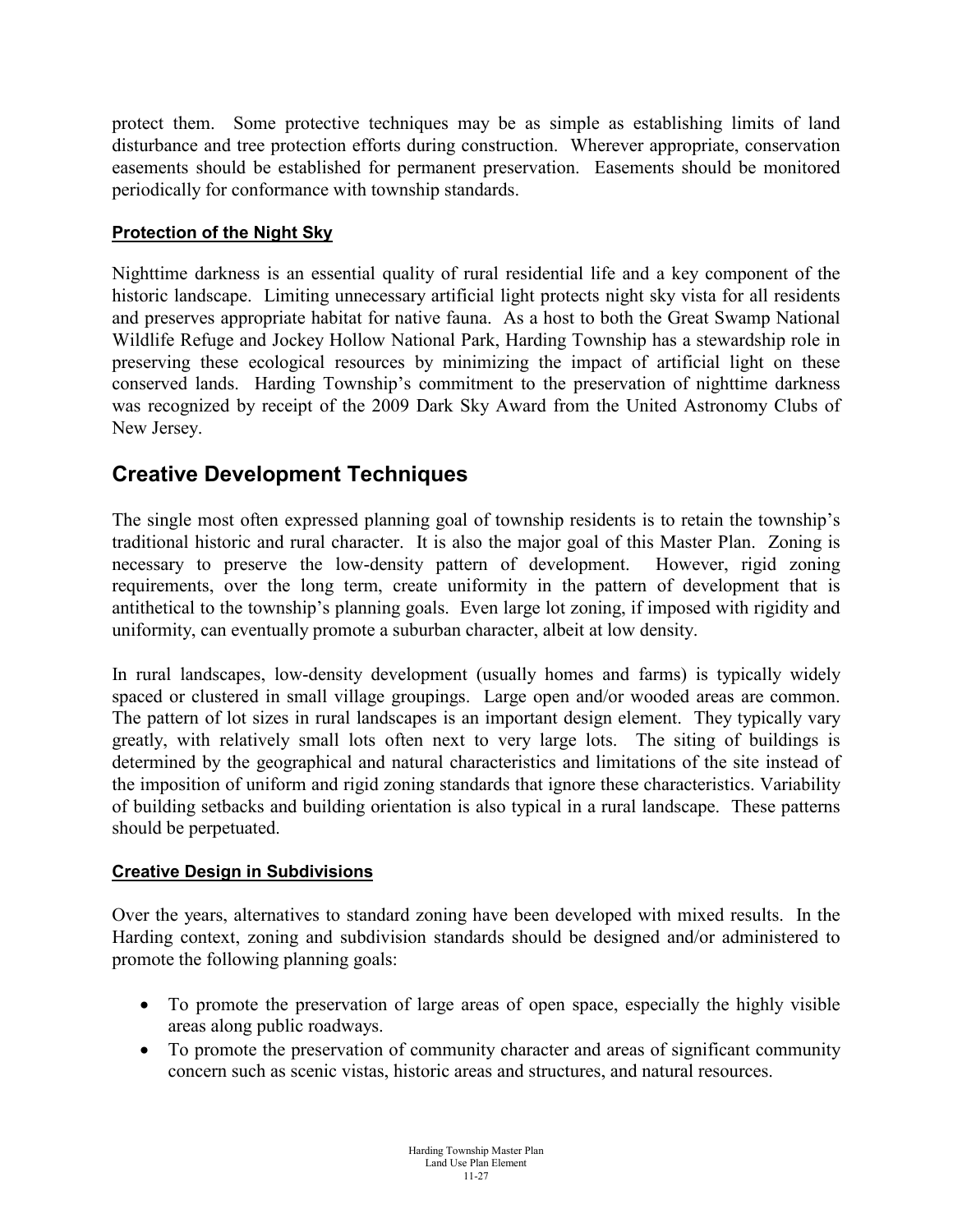protect them. Some protective techniques may be as simple as establishing limits of land disturbance and tree protection efforts during construction. Wherever appropriate, conservation easements should be established for permanent preservation. Easements should be monitored periodically for conformance with township standards.

### Protection of the Night Sky

Nighttime darkness is an essential quality of rural residential life and a key component of the historic landscape. Limiting unnecessary artificial light protects night sky vista for all residents and preserves appropriate habitat for native fauna. As a host to both the Great Swamp National Wildlife Refuge and Jockey Hollow National Park, Harding Township has a stewardship role in preserving these ecological resources by minimizing the impact of artificial light on these conserved lands. Harding Township's commitment to the preservation of nighttime darkness was recognized by receipt of the 2009 Dark Sky Award from the United Astronomy Clubs of New Jersey.

## Creative Development Techniques

The single most often expressed planning goal of township residents is to retain the township's traditional historic and rural character. It is also the major goal of this Master Plan. Zoning is necessary to preserve the low-density pattern of development. However, rigid zoning requirements, over the long term, create uniformity in the pattern of development that is antithetical to the township's planning goals. Even large lot zoning, if imposed with rigidity and uniformity, can eventually promote a suburban character, albeit at low density.

In rural landscapes, low-density development (usually homes and farms) is typically widely spaced or clustered in small village groupings. Large open and/or wooded areas are common. The pattern of lot sizes in rural landscapes is an important design element. They typically vary greatly, with relatively small lots often next to very large lots. The siting of buildings is determined by the geographical and natural characteristics and limitations of the site instead of the imposition of uniform and rigid zoning standards that ignore these characteristics. Variability of building setbacks and building orientation is also typical in a rural landscape. These patterns should be perpetuated.

### Creative Design in Subdivisions

Over the years, alternatives to standard zoning have been developed with mixed results. In the Harding context, zoning and subdivision standards should be designed and/or administered to promote the following planning goals:

- To promote the preservation of large areas of open space, especially the highly visible areas along public roadways.
- To promote the preservation of community character and areas of significant community concern such as scenic vistas, historic areas and structures, and natural resources.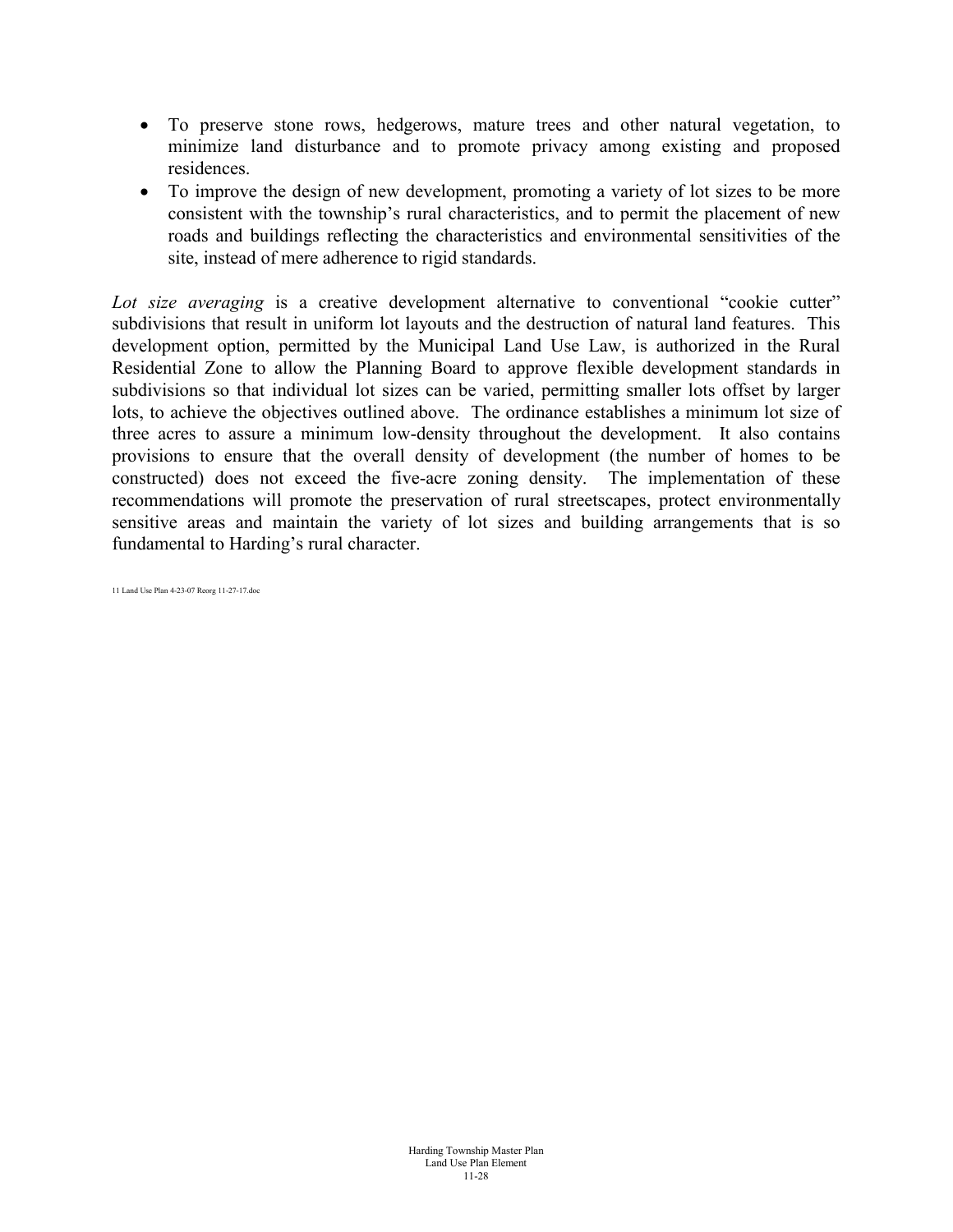- To preserve stone rows, hedgerows, mature trees and other natural vegetation, to minimize land disturbance and to promote privacy among existing and proposed residences.
- To improve the design of new development, promoting a variety of lot sizes to be more consistent with the township's rural characteristics, and to permit the placement of new roads and buildings reflecting the characteristics and environmental sensitivities of the site, instead of mere adherence to rigid standards.

*Lot size averaging* is a creative development alternative to conventional "cookie cutter" subdivisions that result in uniform lot layouts and the destruction of natural land features. This development option, permitted by the Municipal Land Use Law, is authorized in the Rural Residential Zone to allow the Planning Board to approve flexible development standards in subdivisions so that individual lot sizes can be varied, permitting smaller lots offset by larger lots, to achieve the objectives outlined above. The ordinance establishes a minimum lot size of three acres to assure a minimum low-density throughout the development. It also contains provisions to ensure that the overall density of development (the number of homes to be constructed) does not exceed the five-acre zoning density. The implementation of these recommendations will promote the preservation of rural streetscapes, protect environmentally sensitive areas and maintain the variety of lot sizes and building arrangements that is so fundamental to Harding's rural character.

11 Land Use Plan 4-23-07 Reorg 11-27-17.doc